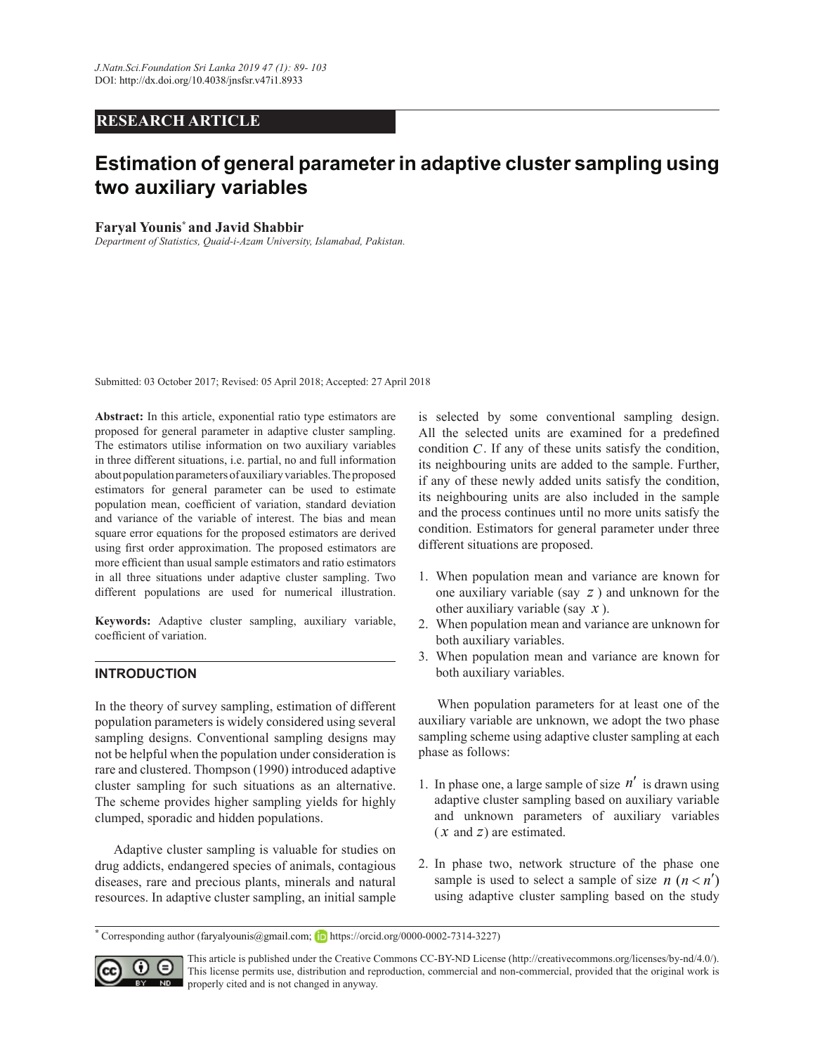RESEARCH ARTICLE

# Estimation of general parameter in adaptive cluster sampling using two auxiliary variables

**Faryal Younis[*] and Javid Shabbir**

*Department of Statistics, Quaid-i-Azam University, Islamabad, Pakistan.*

Submitted: 03 October 2017; Revised: 05 April 2018; Accepted: 27 April 2018

**Abstract:** In this article, exponential ratio type estimators are proposed for general parameter in adaptive cluster sampling. The estimators utilise information on two auxiliary variables in three different situations, i.e. partial, no and full information about population parameters of auxiliary variables. The proposed estimators for general parameter can be used to estimate population mean, coefficient of variation, standard deviation and variance of the variable of interest. The bias and mean square error equations for the proposed estimators are derived using first order approximation. The proposed estimators are more efficient than usual sample estimators and ratio estimators in all three situations under adaptive cluster sampling. Two different populations are used for numerical illustration.

**Keywords:** Adaptive cluster sampling, auxiliary variable, coefficient of variation.

## INTRODUCTION

In the theory of survey sampling, estimation of different population parameters is widely considered using several sampling designs. Conventional sampling designs may not be helpful when the population under consideration is rare and clustered. Thompson (1990) introduced adaptive cluster sampling for such situations as an alternative. The scheme provides higher sampling yields for highly clumped, sporadic and hidden populations.

Adaptive cluster sampling is valuable for studies on drug addicts, endangered species of animals, contagious diseases, rare and precious plants, minerals and natural resources. In adaptive cluster sampling, an initial sample is selected by some conventional sampling design. All the selected units are examined for a predefined condition $C$. If any of these units satisfy the condition, its neighbouring units are added to the sample. Further, if any of these newly added units satisfy the condition, its neighbouring units are also included in the sample and the process continues until no more units satisfy the condition. Estimators for general parameter under three different situations are proposed.

1. When population mean and variance are known for one auxiliary variable (say $z$) and unknown for the other auxiliary variable (say $x$).
2. When population mean and variance are unknown for both auxiliary variables.
3. When population mean and variance are known for both auxiliary variables.

When population parameters for at least one of the auxiliary variable are unknown, we adopt the two phase sampling scheme using adaptive cluster sampling at each phase as follows:

1. In phase one, a large sample of size $n'$ is drawn using adaptive cluster sampling based on auxiliary variable and unknown parameters of auxiliary variables ($x$ and $z$) are estimated.
2. In phase two, network structure of the phase one sample is used to select a sample of size $n$ ($n < n'$) using adaptive cluster sampling based on the study

[*] Corresponding author (faryalyounis@gmail.com; https://orcid.org/0000-0002-7314-3227)

This article is published under the Creative Commons CC-BY-ND License (http://creativecommons.org/licenses/by-nd/4.0/). This license permits use, distribution and reproduction, commercial and non-commercial, provided that the original work is properly cited and is not changed in anyway.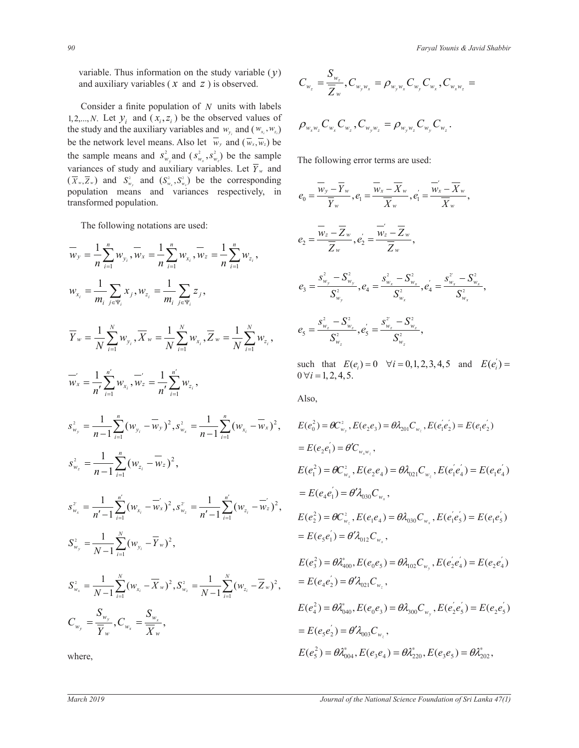variable. Thus information on the study variable ($y$) and auxiliary variables ($x$ and $z$) is observed.

Consider a finite population of $N$ units with labels $1,2,...,N$. Let $y_i$ and $(x_i, z_i)$ be the observed values of the study and the auxiliary variables and $w_{y_i}$ and $(w_{x_i}, w_{z_i})$ be the network level means. Also let $\overline{w}_y$ and $(\overline{w}_x, \overline{w}_z)$ be the sample means and $s^2_{w_y}$ and $(s^2_{w_x}, s^2_{w_z})$ be the sample variances of study and auxiliary variables. Let $\overline{Y}_w$ and $(\overline{X}_w, \overline{Z}_w)$ and $S^2_{w_y}$ and $(S^2_{w_x}, S^2_{w_z})$ be the corresponding population means and variances respectively, in transformed population.

The following notations are used:

$$\overline{w}_y = \frac{1}{n}\sum_{i=1}^{n} w_{y_i}, \overline{w}_x = \frac{1}{n}\sum_{i=1}^{n} w_{x_i}, \overline{w}_z = \frac{1}{n}\sum_{i=1}^{n} w_{z_i},$$

$$w_{x_i} = \frac{1}{m_i}\sum_{j\in\Psi_i} x_j, w_{z_i} = \frac{1}{m_i}\sum_{j\in\Psi_i} z_j,$$

$$\overline{Y}_w = \frac{1}{N}\sum_{i=1}^{N} w_{y_i}, \overline{X}_w = \frac{1}{N}\sum_{i=1}^{N} w_{x_i}, \overline{Z}_w = \frac{1}{N}\sum_{i=1}^{N} w_{z_i},$$

$$\overline{w}'_x = \frac{1}{n'}\sum_{i=1}^{n'} w_{x_i}, \overline{w}'_z = \frac{1}{n'}\sum_{i=1}^{n'} w_{z_i},$$

$$s^2_{w_y} = \frac{1}{n-1}\sum_{i=1}^{n}(w_{y_i} - \overline{w}_y)^2, s^2_{w_x} = \frac{1}{n-1}\sum_{i=1}^{n}(w_{x_i} - \overline{w}_x)^2,$$

$$s^2_{w_z} = \frac{1}{n-1}\sum_{i=1}^{n}(w_{z_i} - \overline{w}_z)^2,$$

$$s^{2'}_{w_x} = \frac{1}{n'-1}\sum_{i=1}^{n'}(w_{x_i} - \overline{w}'_x)^2, s^{2'}_{w_z} = \frac{1}{n'-1}\sum_{i=1}^{n'}(w_{z_i} - \overline{w}'_z)^2,$$

$$S^2_{w_y} = \frac{1}{N-1}\sum_{i=1}^{N}(w_{y_i} - \overline{Y}_w)^2,$$

$$S^2_{w_x} = \frac{1}{N-1}\sum_{i=1}^{N}(w_{x_i} - \overline{X}_w)^2, S^2_{w_z} = \frac{1}{N-1}\sum_{i=1}^{N}(w_{z_i} - \overline{Z}_w)^2,$$

$$C_{w_y} = \frac{S_{w_y}}{\overline{Y}_w}, C_{w_x} = \frac{S_{w_x}}{\overline{X}_w},$$

where,

$$C_{w_z} = \frac{S_{w_z}}{\overline{Z}_w}, C_{w_y w_x} = \rho_{w_y w_x} C_{w_y} C_{w_x}, C_{w_x w_z} =$$

$$\rho_{w_x w_z} C_{w_x} C_{w_z}, C_{w_y w_z} = \rho_{w_y w_z} C_{w_y} C_{w_z}.$$

The following error terms are used:

$$e_0 = \frac{\overline{w}_y - \overline{Y}_w}{\overline{Y}_w}, e_1 = \frac{\overline{w}_x - \overline{X}_w}{\overline{X}_w}, e'_1 = \frac{\overline{w}'_x - \overline{X}_w}{\overline{X}_w},$$

$$e_2 = \frac{\overline{w}_z - \overline{Z}_w}{\overline{Z}_w}, e'_2 = \frac{\overline{w}'_z - \overline{Z}_w}{\overline{Z}_w},$$

$$e_3 = \frac{s^2_{w_y} - S^2_{w_y}}{S^2_{w_y}}, e_4 = \frac{s^2_{w_x} - S^2_{w_x}}{S^2_{w_x}}, e'_4 = \frac{s^{2'}_{w_x} - S^2_{w_x}}{S^2_{w_x}},$$

$$e_5 = \frac{s^2_{w_z} - S^2_{w_z}}{S^2_{w_z}}, e'_5 = \frac{s^{2'}_{w_z} - S^2_{w_z}}{S^2_{w_z}},$$

such that $E(e_i) = 0 \;\; \forall i = 0,1,2,3,4,5$ and $E(e'_i) = 0 \; \forall i = 1,2,4,5$.

Also,

$$E(e_0^2) = \theta C^2_{w_y}, E(e_2 e_3) = \theta\lambda_{201} C_{w_z}, E(e'_1 e'_2) = E(e_1 e'_2)$$

$$= E(e_2 e'_1) = \theta' C_{w_x w_z},$$

$$E(e_1^2) = \theta C^2_{w_x}, E(e_2 e_4) = \theta\lambda_{021} C_{w_z}, E(e'_1 e'_4) = E(e_1 e'_4)$$

$$= E(e_4 e'_1) = \theta'\lambda_{030} C_{w_x},$$

$$E(e_2^2) = \theta C^2_{w_z}, E(e_1 e_4) = \theta\lambda_{030} C_{w_x}, E(e'_1 e'_5) = E(e_1 e'_5)$$

$$= E(e_5 e'_1) = \theta'\lambda_{012} C_{w_x},$$

$$E(e_3^2) = \theta\lambda^*_{400}, E(e_0 e_5) = \theta\lambda_{102} C_{w_y}, E(e'_2 e'_4) = E(e_2 e'_4)$$

$$= E(e_4 e'_2) = \theta'\lambda_{021} C_{w_z},$$

$$E(e_4^2) = \theta\lambda^*_{040}, E(e_0 e_3) = \theta\lambda_{300} C_{w_y}, E(e'_2 e'_5) = E(e_2 e'_5)$$

$$= E(e_5 e'_2) = \theta'\lambda_{003} C_{w_z},$$

$$E(e_5^2) = \theta\lambda^*_{004}, E(e_3 e_4) = \theta\lambda^*_{220}, E(e_3 e_5) = \theta\lambda^*_{202},$$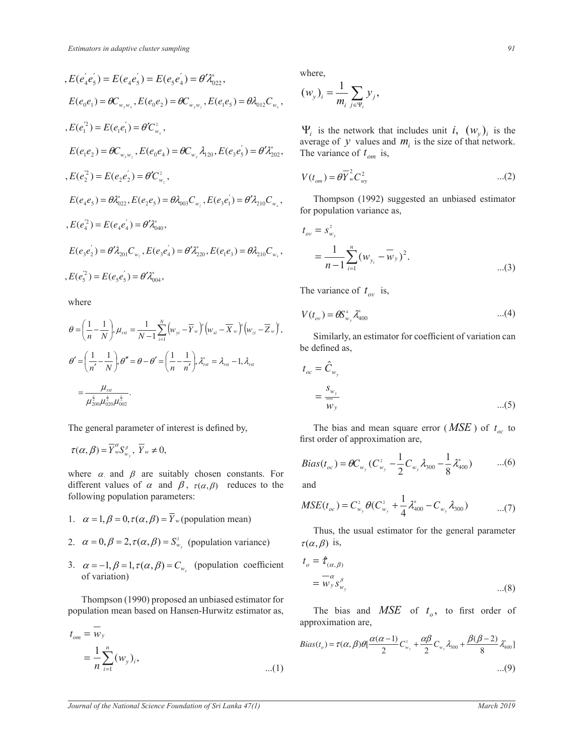$$, E(e_4^{'}e_5^{'}) = E(e_4 e_5^{'}) = E(e_5 e_4^{'}) = \theta' \lambda_{022}^{*},$$

$$E(e_0 e_1) = \theta C_{w_y w_x}, E(e_0 e_2) = \theta C_{w_y w_z}, E(e_1 e_5) = \theta \lambda_{012} C_{w_x},$$

$$, E(e_1^{'2}) = E(e_1 e_1^{'}) = \theta' C_{w_x}^2,$$

$$E(e_1 e_2) = \theta C_{w_x w_z}, E(e_0 e_4) = \theta C_{w_y} \lambda_{120}, E(e_3 e_5^{'}) = \theta' \lambda_{202}^{*},$$

$$, E(e_2^{'2}) = E(e_2 e_2^{'}) = \theta' C_{w_z}^2,$$

$$E(e_4 e_5) = \theta \lambda_{022}^{*}, E(e_2 e_5) = \theta \lambda_{003} C_{w_z}, E(e_3 e_1^{'}) = \theta' \lambda_{210} C_{w_x},$$

$$, E(e_4^{'2}) = E(e_4 e_4^{'}) = \theta' \lambda_{040}^{*},$$

$$E(e_3 e_2^{'}) = \theta' \lambda_{201} C_{w_z}, E(e_3 e_4^{'}) = \theta' \lambda_{220}^{*}, E(e_1 e_3) = \theta \lambda_{210} C_{w_x},$$

$$, E(e_5^{'2}) = E(e_5 e_5^{'}) = \theta' \lambda_{004},$$

where

$$\theta = \left(\frac{1}{n} - \frac{1}{N}\right), \mu_{rst} = \frac{1}{N-1}\sum_{i=1}^{N}\left(w_{yi} - \overline{Y}_w\right)^r \left(w_{xi} - \overline{X}_w\right)^s \left(w_{zi} - \overline{Z}_w\right)^t,$$

$$\theta' = \left(\frac{1}{n'} - \frac{1}{N}\right), \theta'' = \theta - \theta' = \left(\frac{1}{n} - \frac{1}{n'}\right), \lambda_{rst}^{*} = \lambda_{rst} - 1, \lambda_{rst}$$

$$= \frac{\mu_{rst}}{\mu_{200}^{\frac{r}{2}} \mu_{020}^{\frac{s}{2}} \mu_{002}^{\frac{t}{2}}}.$$

The general parameter of interest is defined by,

$$\tau(\alpha, \beta) = \overline{Y}_w^{\alpha} S_{w_y}^{\beta}, \ \overline{Y}_w \neq 0,$$

where $\alpha$ and $\beta$ are suitably chosen constants. For different values of $\alpha$ and $\beta$, $\tau(\alpha, \beta)$ reduces to the following population parameters:

1. $\alpha = 1, \beta = 0, \tau(\alpha, \beta) = \overline{Y}_w$ (population mean)
2. $\alpha = 0, \beta = 2, \tau(\alpha, \beta) = S_{w_y}^2$ (population variance)
3. $\alpha = -1, \beta = 1, \tau(\alpha, \beta) = C_{w_y}$ (population coefficient of variation)

Thompson (1990) proposed an unbiased estimator for population mean based on Hansen-Hurwitz estimator as,

$$t_{om} = \overline{w}_y = \frac{1}{n}\sum_{i=1}^{n}(w_y)_i, \qquad \text{...(1)}$$

where,

$$(w_y)_i = \frac{1}{m_i}\sum_{j \in \Psi_i} y_j,$$

$\Psi_i$ is the network that includes unit $i$, $(w_y)_i$ is the average of $y$ values and $m_i$ is the size of that network. The variance of $t_{om}$ is,

$$V(t_{om}) = \theta \overline{Y}_w^2 C_{wy}^2 \qquad \text{...(2)}$$

Thompson (1992) suggested an unbiased estimator for population variance as,

$$t_{ov} = s_{w_y}^2 = \frac{1}{n-1}\sum_{i=1}^{n}(w_{y_i} - \overline{w}_y)^2. \qquad \text{...(3)}$$

The variance of $t_{ov}$ is,

$$V(t_{ov}) = \theta S_{w_y}^4 \lambda_{400}^{*} \qquad \text{...(4)}$$

Similarly, an estimator for coefficient of variation can be defined as,

$$t_{oc} = \hat{C}_{w_y} = \frac{s_{w_y}}{\overline{w}_y} \qquad \text{...(5)}$$

The bias and mean square error ($MSE$) of $t_{oc}$ to first order of approximation are,

$$Bias(t_{oc}) = \theta C_{w_y}\left(C_{w_y}^2 - \frac{1}{2}C_{w_y}\lambda_{300} - \frac{1}{8}\lambda_{400}^{*}\right) \qquad \text{...(6)}$$

and

$$MSE(t_{oc}) = C_{w_y}^2 \theta\left(C_{w_y}^2 + \frac{1}{4}\lambda_{400}^{*} - C_{w_y}\lambda_{300}\right) \qquad \text{...(7)}$$

Thus, the usual estimator for the general parameter $\tau(\alpha, \beta)$ is,

$$t_o = \hat{\tau}_{(\alpha, \beta)} = \overline{w}_y^{\alpha} s_{w_y}^{\beta} \qquad \text{...(8)}$$

The bias and $MSE$ of $t_o$, to first order of approximation are,

$$Bias(t_o) = \tau(\alpha, \beta)\theta\left[\frac{\alpha(\alpha - 1)}{2}C_{w_y}^2 + \frac{\alpha\beta}{2}C_{w_y}\lambda_{300} + \frac{\beta(\beta - 2)}{8}\lambda_{400}^{*}\right] \qquad \text{...(9)}$$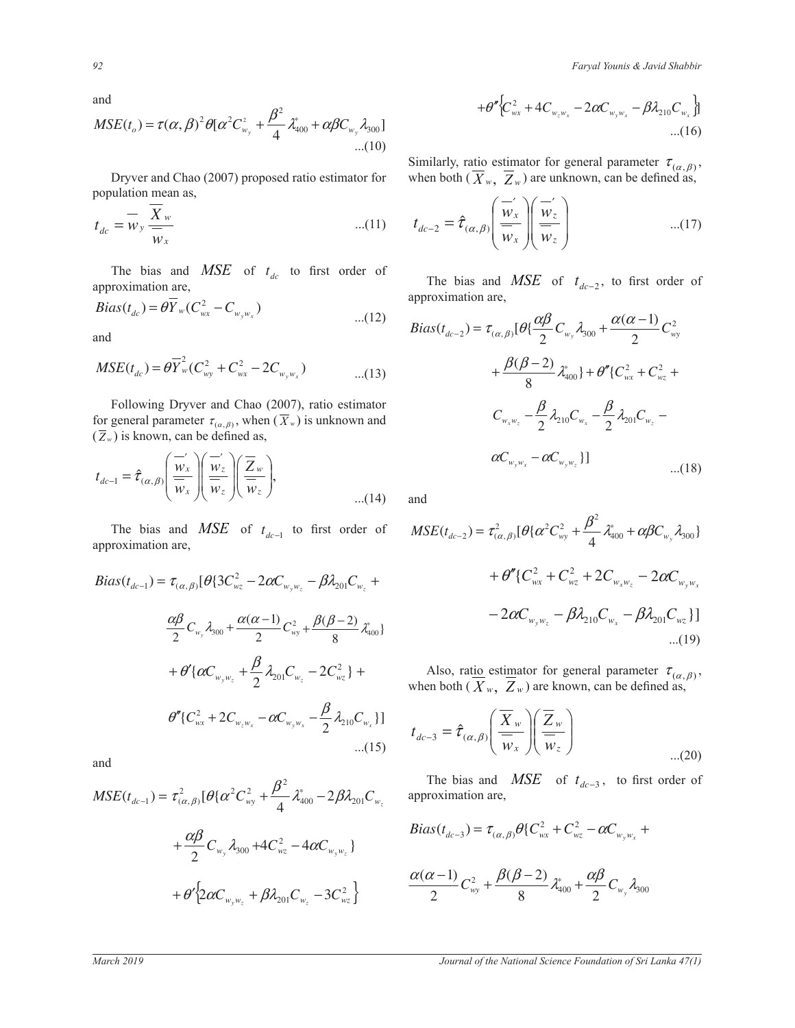and

$$MSE(t_o) = \tau(\alpha,\beta)^2 \theta[\alpha^2 C_{w_y}^2 + \frac{\beta^2}{4}\lambda_{400}^* + \alpha\beta C_{w_y}\lambda_{300}] \qquad ...(10)$$

Dryver and Chao (2007) proposed ratio estimator for population mean as,

$$t_{dc} = \overline{w}_y \frac{\overline{X}_w}{\overline{\overline{w}}_x} \qquad ...(11)$$

The bias and $MSE$ of $t_{dc}$ to first order of approximation are,

$$Bias(t_{dc}) = \theta \overline{Y}_w (C_{wx}^2 - C_{w_y w_x}) \qquad ...(12)$$

and

$$MSE(t_{dc}) = \theta \overline{Y}_w^2 (C_{wy}^2 + C_{wx}^2 - 2C_{w_y w_x}) \qquad ...(13)$$

Following Dryver and Chao (2007), ratio estimator for general parameter $\tau_{(\alpha,\beta)}$, when $(\overline{X}_w)$ is unknown and $(\overline{Z}_w)$ is known, can be defined as,

$$t_{dc-1} = \hat{\tau}_{(\alpha,\beta)} \left(\frac{\overline{w}_x'}{\overline{\overline{w}}_x}\right)\left(\frac{\overline{w}_z'}{\overline{\overline{w}}_z}\right)\left(\frac{\overline{Z}_w}{\overline{w}_z}\right), \qquad ...(14)$$

The bias and $MSE$ of $t_{dc-1}$ to first order of approximation are,

$$Bias(t_{dc-1}) = \tau_{(\alpha,\beta)}[\theta\{3C_{wz}^2 - 2\alpha C_{w_y w_z} - \beta\lambda_{201}C_{w_z} + \frac{\alpha\beta}{2}C_{w_y}\lambda_{300} + \frac{\alpha(\alpha-1)}{2}C_{wy}^2 + \frac{\beta(\beta-2)}{8}\lambda_{400}^*\} + \theta'\{\alpha C_{w_y w_z} + \frac{\beta}{2}\lambda_{201}C_{w_z} - 2C_{wz}^2\} + \theta''\{C_{wx}^2 + 2C_{w_z w_x} - \alpha C_{w_y w_x} - \frac{\beta}{2}\lambda_{210}C_{w_x}\}] \qquad ...(15)$$

and

$$MSE(t_{dc-1}) = \tau_{(\alpha,\beta)}^2[\theta\{\alpha^2 C_{wy}^2 + \frac{\beta^2}{4}\lambda_{400}^* - 2\beta\lambda_{201}C_{w_z} + \frac{\alpha\beta}{2}C_{w_y}\lambda_{300} + 4C_{wz}^2 - 4\alpha C_{w_y w_z}\} + \theta'\{2\alpha C_{w_y w_z} + \beta\lambda_{201}C_{w_z} - 3C_{wz}^2\} + \theta''\{C_{wx}^2 + 4C_{w_z w_x} - 2\alpha C_{w_y w_x} - \beta\lambda_{210}C_{w_x}\}] \qquad ...(16)$$

Similarly, ratio estimator for general parameter $\tau_{(\alpha,\beta)}$, when both $(\overline{X}_w, \overline{Z}_w)$ are unknown, can be defined as,

$$t_{dc-2} = \hat{\tau}_{(\alpha,\beta)}\left(\frac{\overline{w}_x'}{\overline{\overline{w}}_x}\right)\left(\frac{\overline{w}_z'}{\overline{\overline{w}}_z}\right) \qquad ...(17)$$

The bias and $MSE$ of $t_{dc-2}$, to first order of approximation are,

$$Bias(t_{dc-2}) = \tau_{(\alpha,\beta)}[\theta\{\frac{\alpha\beta}{2}C_{w_y}\lambda_{300} + \frac{\alpha(\alpha-1)}{2}C_{wy}^2 + \frac{\beta(\beta-2)}{8}\lambda_{400}^*\} + \theta''\{C_{wx}^2 + C_{wz}^2 + C_{w_x w_z} - \frac{\beta}{2}\lambda_{210}C_{w_x} - \frac{\beta}{2}\lambda_{201}C_{w_z} - \alpha C_{w_y w_x} - \alpha C_{w_y w_z}\}] \qquad ...(18)$$

and

$$MSE(t_{dc-2}) = \tau_{(\alpha,\beta)}^2[\theta\{\alpha^2 C_{wy}^2 + \frac{\beta^2}{4}\lambda_{400}^* + \alpha\beta C_{w_y}\lambda_{300}\} + \theta''\{C_{wx}^2 + C_{wz}^2 + 2C_{w_x w_z} - 2\alpha C_{w_y w_x} - 2\alpha C_{w_y w_z} - \beta\lambda_{210}C_{w_x} - \beta\lambda_{201}C_{wz}\}] \qquad ...(19)$$

Also, ratio estimator for general parameter $\tau_{(\alpha,\beta)}$, when both $(\overline{X}_w, \overline{Z}_w)$ are known, can be defined as,

$$t_{dc-3} = \hat{\tau}_{(\alpha,\beta)}\left(\frac{\overline{X}_w}{\overline{\overline{w}}_x}\right)\left(\frac{\overline{Z}_w}{\overline{\overline{w}}_z}\right) \qquad ...(20)$$

The bias and $MSE$ of $t_{dc-3}$, to first order of approximation are,

$$Bias(t_{dc-3}) = \tau_{(\alpha,\beta)}\theta\{C_{wx}^2 + C_{wz}^2 - \alpha C_{w_y w_x} + \frac{\alpha(\alpha-1)}{2}C_{wy}^2 + \frac{\beta(\beta-2)}{8}\lambda_{400}^* + \frac{\alpha\beta}{2}C_{w_y}\lambda_{300}$$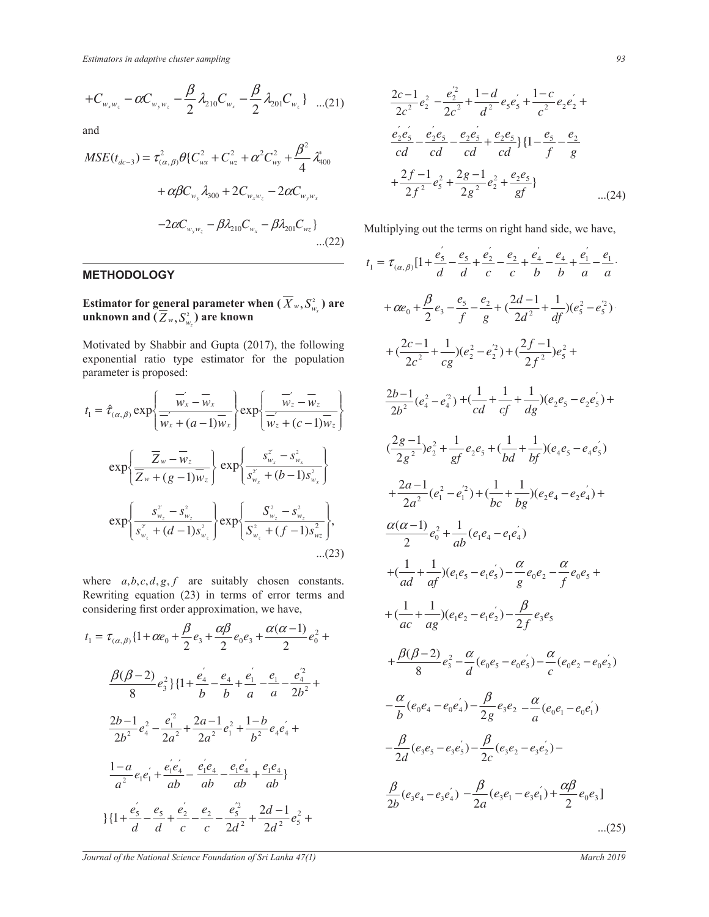$$+C_{w_x w_z} - \alpha C_{w_y w_z} - \frac{\beta}{2}\lambda_{210}C_{w_x} - \frac{\beta}{2}\lambda_{201}C_{w_z}\} \quad ...(21)$$

and

$$MSE(t_{dc-3}) = \tau^2_{(\alpha,\beta)}\theta\{C^2_{wx} + C^2_{wz} + \alpha^2 C^2_{wy} + \frac{\beta^2}{4}\lambda^*_{400}$$
$$+ \alpha\beta C_{w_y}\lambda_{300} + 2C_{w_x w_z} - 2\alpha C_{w_y w_x}$$
$$-2\alpha C_{w_y w_z} - \beta\lambda_{210}C_{w_x} - \beta\lambda_{201}C_{wz}\} \quad ...(22)$$

## METHODOLOGY

**Estimator for general parameter when ($\overline{X}_w, S^2_{w_x}$) are unknown and ($\overline{Z}_w, S^2_{w_z}$) are known**

Motivated by Shabbir and Gupta (2017), the following exponential ratio type estimator for the population parameter is proposed:

$$t_1 = \hat{\tau}_{(\alpha,\beta)} \exp\left\{\frac{\overline{w}'_x - \overline{w}_x}{\overline{w}'_x + (a-1)\overline{w}_x}\right\} \exp\left\{\frac{\overline{w}'_z - \overline{w}_z}{\overline{w}'_z + (c-1)\overline{w}_z}\right\}$$
$$\exp\left\{\frac{\overline{Z}_w - \overline{w}_z}{\overline{Z}_w + (g-1)\overline{w}_z}\right\} \exp\left\{\frac{s^{2'}_{w_x} - s^2_{w_x}}{s^{2'}_{w_x} + (b-1)s^2_{w_x}}\right\}$$
$$\exp\left\{\frac{s^{2'}_{w_z} - s^2_{w_z}}{s^{2'}_{w_z} + (d-1)s^2_{w_z}}\right\} \exp\left\{\frac{S^2_{w_z} - s^2_{w_z}}{S^2_{w_z} + (f-1)s^2_{wz}}\right\}, \quad ...(23)$$

where $a,b,c,d,g,f$ are suitably chosen constants. Rewriting equation (23) in terms of error terms and considering first order approximation, we have,

$$t_1 = \tau_{(\alpha,\beta)}\{1 + \alpha e_0 + \frac{\beta}{2}e_3 + \frac{\alpha\beta}{2}e_0 e_3 + \frac{\alpha(\alpha-1)}{2}e_0^2 +$$
$$\frac{\beta(\beta-2)}{8}e_3^2\}\{1 + \frac{e'_4}{b} - \frac{e_4}{b} + \frac{e'_1}{a} - \frac{e_1}{a} - \frac{e'^2_4}{2b^2} +$$
$$\frac{2b-1}{2b^2}e_4^2 - \frac{e'^2_1}{2a^2} + \frac{2a-1}{2a^2}e_1^2 + \frac{1-b}{b^2}e_4 e'_4 +$$
$$\frac{1-a}{a^2}e_1 e'_1 + \frac{e'_1 e'_4}{ab} - \frac{e'_1 e_4}{ab} - \frac{e_1 e'_4}{ab} + \frac{e_1 e_4}{ab}\}$$
$$\}\{1 + \frac{e'_5}{d} - \frac{e_5}{d} + \frac{e'_2}{c} - \frac{e_2}{c} - \frac{e'^2_5}{2d^2} + \frac{2d-1}{2d^2}e_5^2 +$$
$$\frac{2c-1}{2c^2}e_2^2 - \frac{e'^2_2}{2c^2} + \frac{1-d}{d^2}e_5 e'_5 + \frac{1-c}{c^2}e_2 e'_2 +$$
$$\frac{e'_2 e'_5}{cd} - \frac{e'_2 e_5}{cd} - \frac{e_2 e'_5}{cd} + \frac{e_2 e_5}{cd}\}\{1 - \frac{e_5}{f} - \frac{e_2}{g}$$
$$+ \frac{2f-1}{2f^2}e_5^2 + \frac{2g-1}{2g^2}e_2^2 + \frac{e_2 e_5}{gf}\} \quad ...(24)$$

Multiplying out the terms on right hand side, we have,

$$t_1 = \tau_{(\alpha,\beta)}[1 + \frac{e'_5}{d} - \frac{e_5}{d} + \frac{e'_2}{c} - \frac{e_2}{c} + \frac{e'_4}{b} - \frac{e_4}{b} + \frac{e'_1}{a} - \frac{e_1}{a}$$
$$+ \alpha e_0 + \frac{\beta}{2}e_3 - \frac{e_5}{f} - \frac{e_2}{g} + (\frac{2d-1}{2d^2} + \frac{1}{df})(e_5^2 - e'^2_5)$$
$$+ (\frac{2c-1}{2c^2} + \frac{1}{cg})(e_2^2 - e'^2_2) + (\frac{2f-1}{2f^2})e_5^2 +$$
$$\frac{2b-1}{2b^2}(e_4^2 - e'^2_4) + (\frac{1}{cd} + \frac{1}{cf} + \frac{1}{dg})(e_2 e_5 - e_2 e'_5) +$$
$$(\frac{2g-1}{2g^2})e_2^2 + \frac{1}{gf}e_2 e_5 + (\frac{1}{bd} + \frac{1}{bf})(e_4 e_5 - e_4 e'_5)$$
$$+ \frac{2a-1}{2a^2}(e_1^2 - e'^2_1) + (\frac{1}{bc} + \frac{1}{bg})(e_2 e_4 - e_2 e'_4) +$$
$$\frac{\alpha(\alpha-1)}{2}e_0^2 + \frac{1}{ab}(e_1 e_4 - e_1 e'_4)$$
$$+ (\frac{1}{ad} + \frac{1}{af})(e_1 e_5 - e_1 e'_5) - \frac{\alpha}{g}e_0 e_2 - \frac{\alpha}{f}e_0 e_5 +$$
$$+ (\frac{1}{ac} + \frac{1}{ag})(e_1 e_2 - e_1 e'_2) - \frac{\beta}{2f}e_3 e_5$$
$$+ \frac{\beta(\beta-2)}{8}e_3^2 - \frac{\alpha}{d}(e_0 e_5 - e_0 e'_5) - \frac{\alpha}{c}(e_0 e_2 - e_0 e'_2)$$
$$- \frac{\alpha}{b}(e_0 e_4 - e_0 e'_4) - \frac{\beta}{2g}e_3 e_2 - \frac{\alpha}{a}(e_0 e_1 - e_0 e'_1)$$
$$- \frac{\beta}{2d}(e_3 e_5 - e_3 e'_5) - \frac{\beta}{2c}(e_3 e_2 - e_3 e'_2) -$$
$$\frac{\beta}{2b}(e_3 e_4 - e_3 e'_4) - \frac{\beta}{2a}(e_3 e_1 - e_3 e'_1) + \frac{\alpha\beta}{2}e_0 e_3] \quad ...(25)$$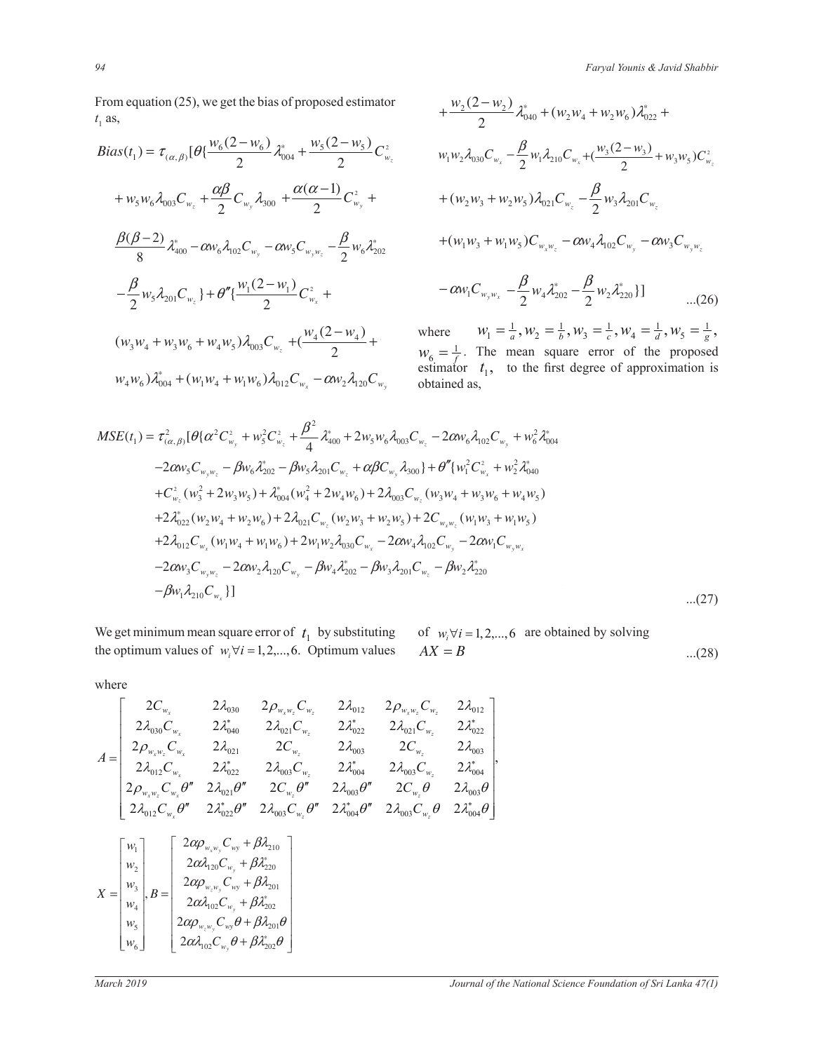From equation (25), we get the bias of proposed estimator $t_1$ as,

$$Bias(t_1) = \tau_{(\alpha,\beta)}[\theta\{\frac{w_6(2-w_6)}{2}\lambda^*_{004} + \frac{w_5(2-w_5)}{2}C^2_{w_z}$$

$$+ w_5 w_6 \lambda_{003} C_{w_z} + \frac{\alpha\beta}{2} C_{w_y}\lambda_{300} + \frac{\alpha(\alpha-1)}{2} C^2_{w_y} +$$

$$\frac{\beta(\beta-2)}{8}\lambda^*_{400} - \alpha w_6 \lambda_{102} C_{w_y} - \alpha w_5 C_{w_y w_z} - \frac{\beta}{2} w_6 \lambda^*_{202}$$

$$-\frac{\beta}{2} w_5 \lambda_{201} C_{w_z}\} + \theta''\{\frac{w_1(2-w_1)}{2} C^2_{w_x} +$$

$$(w_3 w_4 + w_3 w_6 + w_4 w_5)\lambda_{003} C_{w_z} + (\frac{w_4(2-w_4)}{2} +$$

$$w_4 w_6)\lambda^*_{004} + (w_1 w_4 + w_1 w_6)\lambda_{012} C_{w_x} - \alpha w_2 \lambda_{120} C_{w_y}$$

$$+\frac{w_2(2-w_2)}{2}\lambda^*_{040} + (w_2 w_4 + w_2 w_6)\lambda^*_{022} +$$

$$w_1 w_2 \lambda_{030} C_{w_x} - \frac{\beta}{2} w_1 \lambda_{210} C_{w_x} + (\frac{w_3(2-w_3)}{2} + w_3 w_5) C^2_{w_z}$$

$$+ (w_2 w_3 + w_2 w_5)\lambda_{021} C_{w_z} - \frac{\beta}{2} w_3 \lambda_{201} C_{w_z}$$

$$+ (w_1 w_3 + w_1 w_5) C_{w_x w_z} - \alpha w_4 \lambda_{102} C_{w_y} - \alpha w_3 C_{w_y w_z}$$

$$- \alpha w_1 C_{w_y w_x} - \frac{\beta}{2} w_4 \lambda^*_{202} - \frac{\beta}{2} w_2 \lambda^*_{220}\}] \qquad ...(26)$$

where $w_1 = \frac{1}{a}, w_2 = \frac{1}{b}, w_3 = \frac{1}{c}, w_4 = \frac{1}{d}, w_5 = \frac{1}{g}$, $w_6 = \frac{1}{f}$. The mean square error of the proposed estimator $t_1$, to the first degree of approximation is obtained as,

$$\begin{aligned}
MSE(t_1) = \tau^2_{(\alpha,\beta)}[&\theta\{\alpha^2 C^2_{w_y} + w_5^2 C^2_{w_z} + \frac{\beta^2}{4}\lambda^*_{400} + 2w_5 w_6 \lambda_{003} C_{w_z} - 2\alpha w_6 \lambda_{102} C_{w_y} + w_6^2 \lambda^*_{004} \\
&-2\alpha w_5 C_{w_y w_z} - \beta w_6 \lambda^*_{202} - \beta w_5 \lambda_{201} C_{w_z} + \alpha\beta C_{w_y}\lambda_{300}\} + \theta''\{w_1^2 C^2_{w_x} + w_2^2 \lambda^*_{040} \\
&+ C^2_{w_z}(w_3^2 + 2w_3 w_5) + \lambda^*_{004}(w_4^2 + 2w_4 w_6) + 2\lambda_{003} C_{w_z}(w_3 w_4 + w_3 w_6 + w_4 w_5) \\
&+ 2\lambda^*_{022}(w_2 w_4 + w_2 w_6) + 2\lambda_{021} C_{w_z}(w_2 w_3 + w_2 w_5) + 2C_{w_x w_z}(w_1 w_3 + w_1 w_5) \\
&+ 2\lambda_{012} C_{w_x}(w_1 w_4 + w_1 w_6) + 2w_1 w_2 \lambda_{030} C_{w_x} - 2\alpha w_4 \lambda_{102} C_{w_y} - 2\alpha w_1 C_{w_y w_x} \\
&- 2\alpha w_3 C_{w_y w_z} - 2\alpha w_2 \lambda_{120} C_{w_y} - \beta w_4 \lambda^*_{202} - \beta w_3 \lambda_{201} C_{w_z} - \beta w_2 \lambda^*_{220} \\
&- \beta w_1 \lambda_{210} C_{w_x}\}]
\end{aligned} \qquad ...(27)$$

We get minimum mean square error of $t_1$ by substituting the optimum values of $w_i \forall i = 1, 2, ..., 6$. Optimum values of $w_i \forall i = 1, 2, ..., 6$ are obtained by solving

$$AX = B \qquad ...(28)$$

where

$$A = \begin{bmatrix}
2C_{w_x} & 2\lambda_{030} & 2\rho_{w_x w_z} C_{w_z} & 2\lambda_{012} & 2\rho_{w_x w_z} C_{w_z} & 2\lambda_{012} \\
2\lambda_{030} C_{w_x} & 2\lambda^*_{040} & 2\lambda_{021} C_{w_z} & 2\lambda^*_{022} & 2\lambda_{021} C_{w_z} & 2\lambda^*_{022} \\
2\rho_{w_x w_z} C_{w_x} & 2\lambda_{021} & 2C_{w_z} & 2\lambda_{003} & 2C_{w_z} & 2\lambda_{003} \\
2\lambda_{012} C_{w_x} & 2\lambda^*_{022} & 2\lambda_{003} C_{w_z} & 2\lambda^*_{004} & 2\lambda_{003} C_{w_z} & 2\lambda^*_{004} \\
2\rho_{w_x w_z} C_{w_x}\theta'' & 2\lambda_{021}\theta'' & 2C_{w_z}\theta'' & 2\lambda_{003}\theta'' & 2C_{w_z}\theta & 2\lambda_{003}\theta \\
2\lambda_{012} C_{w_x}\theta'' & 2\lambda^*_{022}\theta'' & 2\lambda_{003} C_{w_z}\theta'' & 2\lambda^*_{004}\theta'' & 2\lambda_{003} C_{w_z}\theta & 2\lambda^*_{004}\theta
\end{bmatrix},$$

$$X = \begin{bmatrix} w_1 \\ w_2 \\ w_3 \\ w_4 \\ w_5 \\ w_6 \end{bmatrix}, B = \begin{bmatrix}
2\alpha\rho_{w_x w_y} C_{wy} + \beta\lambda_{210} \\
2\alpha\lambda_{120} C_{w_y} + \beta\lambda^*_{220} \\
2\alpha\rho_{w_z w_y} C_{wy} + \beta\lambda_{201} \\
2\alpha\lambda_{102} C_{w_y} + \beta\lambda^*_{202} \\
2\alpha\rho_{w_z w_y} C_{wy}\theta + \beta\lambda_{201}\theta \\
2\alpha\lambda_{102} C_{w_y}\theta + \beta\lambda^*_{202}\theta
\end{bmatrix}$$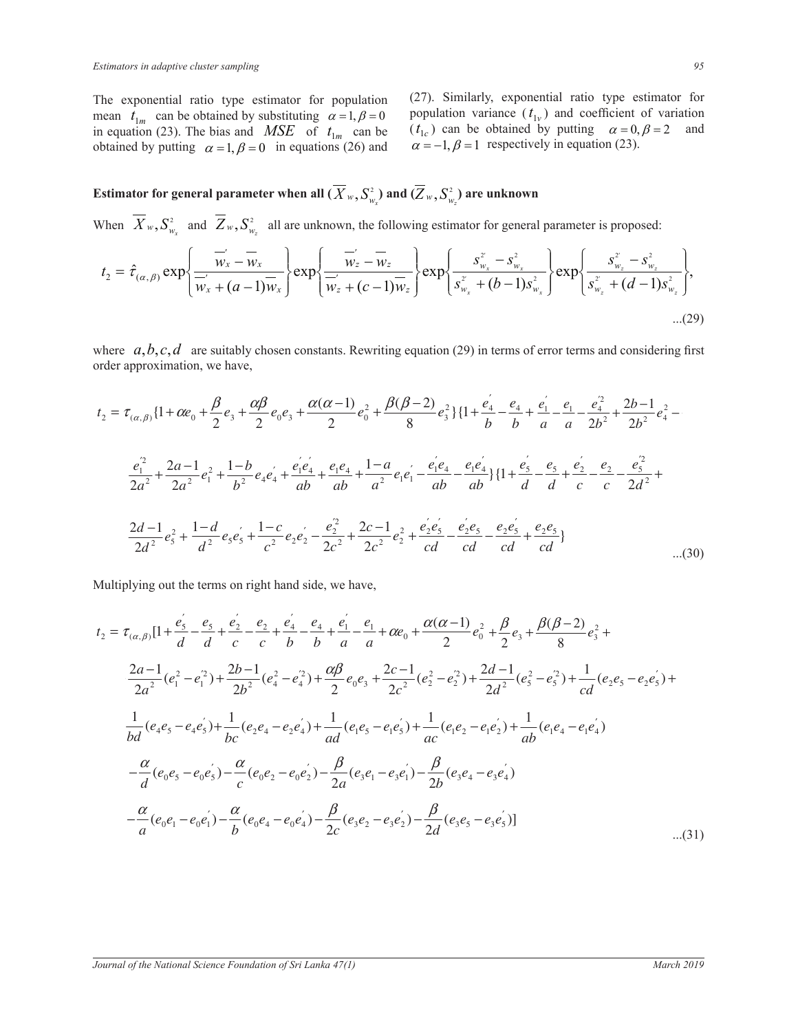The exponential ratio type estimator for population mean $t_{1m}$ can be obtained by substituting $\alpha = 1, \beta = 0$ in equation (23). The bias and $MSE$ of $t_{1m}$ can be obtained by putting $\alpha = 1, \beta = 0$ in equations (26) and (27). Similarly, exponential ratio type estimator for population variance ($t_{1v}$) and coefficient of variation ($t_{1c}$) can be obtained by putting $\alpha = 0, \beta = 2$ and $\alpha = -1, \beta = 1$ respectively in equation (23).

**Estimator for general parameter when all ($\overline{X}_w, S^2_{w_x}$) and ($\overline{Z}_w, S^2_{w_z}$) are unknown**

When $\overline{X}_w, S^2_{w_x}$ and $\overline{Z}_w, S^2_{w_z}$ all are unknown, the following estimator for general parameter is proposed:

$$t_2 = \hat{\tau}_{(\alpha,\beta)} \exp\left\{\frac{\overline{w}_x' - \overline{w}_x}{\overline{w}_x' + (a-1)\overline{w}_x}\right\} \exp\left\{\frac{\overline{w}_z' - \overline{w}_z}{\overline{w}_z' + (c-1)\overline{w}_z}\right\} \exp\left\{\frac{s^{2'}_{w_x} - s^2_{w_x}}{s^{2'}_{w_x} + (b-1)s^2_{w_x}}\right\} \exp\left\{\frac{s^{2'}_{w_z} - s^2_{w_z}}{s^{2'}_{w_z} + (d-1)s^2_{w_z}}\right\}, \quad ...(29)$$

where $a, b, c, d$ are suitably chosen constants. Rewriting equation (29) in terms of error terms and considering first order approximation, we have,

$$t_2 = \tau_{(\alpha,\beta)}\{1 + \alpha e_0 + \frac{\beta}{2}e_3 + \frac{\alpha\beta}{2}e_0 e_3 + \frac{\alpha(\alpha-1)}{2}e_0^2 + \frac{\beta(\beta-2)}{8}e_3^2\}\{1 + \frac{e_4'}{b} - \frac{e_4}{b} + \frac{e_1'}{a} - \frac{e_1}{a} - \frac{e_4'^2}{2b^2} + \frac{2b-1}{2b^2}e_4^2 -$$
$$\frac{e_1'^2}{2a^2} + \frac{2a-1}{2a^2}e_1^2 + \frac{1-b}{b^2}e_4 e_4' + \frac{e_1' e_4'}{ab} + \frac{e_1 e_4}{ab} + \frac{1-a}{a^2}e_1 e_1' - \frac{e_1' e_4}{ab} - \frac{e_1 e_4'}{ab}\}\{1 + \frac{e_5'}{d} - \frac{e_5}{d} + \frac{e_2'}{c} - \frac{e_2}{c} - \frac{e_5'^2}{2d^2} +$$
$$\frac{2d-1}{2d^2}e_5^2 + \frac{1-d}{d^2}e_5 e_5' + \frac{1-c}{c^2}e_2 e_2' - \frac{e_2'^2}{2c^2} + \frac{2c-1}{2c^2}e_2^2 + \frac{e_2' e_5'}{cd} - \frac{e_2' e_5}{cd} - \frac{e_2 e_5'}{cd} + \frac{e_2 e_5}{cd}\} \quad ...(30)$$

Multiplying out the terms on right hand side, we have,

$$t_2 = \tau_{(\alpha,\beta)}[1 + \frac{e_5'}{d} - \frac{e_5}{d} + \frac{e_2'}{c} - \frac{e_2}{c} + \frac{e_4'}{b} - \frac{e_4}{b} + \frac{e_1'}{a} - \frac{e_1}{a} + \alpha e_0 + \frac{\alpha(\alpha-1)}{2}e_0^2 + \frac{\beta}{2}e_3 + \frac{\beta(\beta-2)}{8}e_3^2 +$$
$$\frac{2a-1}{2a^2}(e_1^2 - e_1'^2) + \frac{2b-1}{2b^2}(e_4^2 - e_4'^2) + \frac{\alpha\beta}{2}e_0 e_3 + \frac{2c-1}{2c^2}(e_2^2 - e_2'^2) + \frac{2d-1}{2d^2}(e_5^2 - e_5'^2) + \frac{1}{cd}(e_2 e_5 - e_2 e_5') +$$
$$\frac{1}{bd}(e_4 e_5 - e_4 e_5') + \frac{1}{bc}(e_2 e_4 - e_2 e_4') + \frac{1}{ad}(e_1 e_5 - e_1 e_5') + \frac{1}{ac}(e_1 e_2 - e_1 e_2') + \frac{1}{ab}(e_1 e_4 - e_1 e_4')$$
$$-\frac{\alpha}{d}(e_0 e_5 - e_0 e_5') - \frac{\alpha}{c}(e_0 e_2 - e_0 e_2') - \frac{\beta}{2a}(e_3 e_1 - e_3 e_1') - \frac{\beta}{2b}(e_3 e_4 - e_3 e_4')$$
$$-\frac{\alpha}{a}(e_0 e_1 - e_0 e_1') - \frac{\alpha}{b}(e_0 e_4 - e_0 e_4') - \frac{\beta}{2c}(e_3 e_2 - e_3 e_2') - \frac{\beta}{2d}(e_3 e_5 - e_3 e_5')] \quad ...(31)$$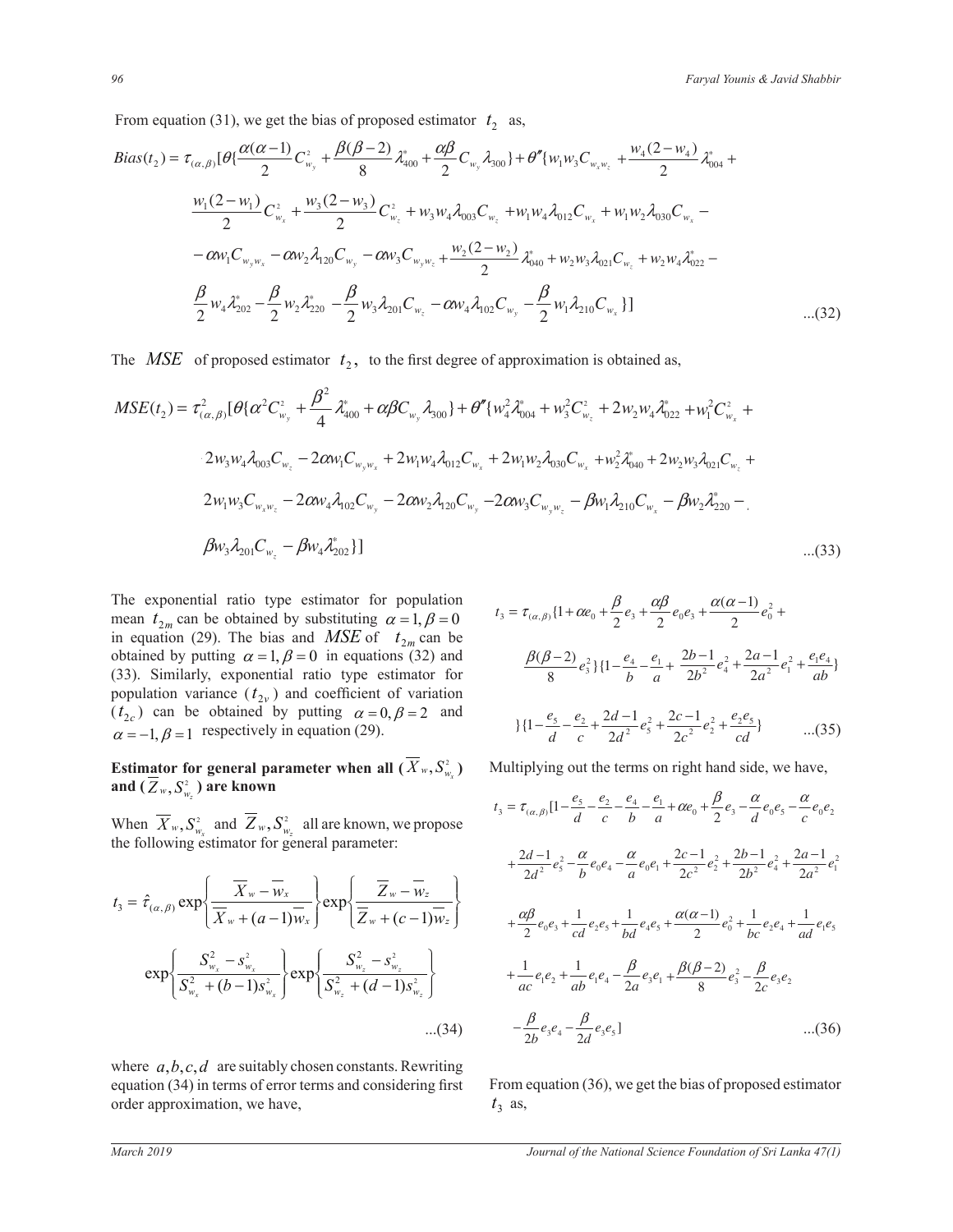From equation (31), we get the bias of proposed estimator $t_2$ as,

$$Bias(t_2) = \tau_{(\alpha,\beta)}[\theta\{\frac{\alpha(\alpha-1)}{2}C_{w_y}^2 + \frac{\beta(\beta-2)}{8}\lambda_{400}^* + \frac{\alpha\beta}{2}C_{w_y}\lambda_{300}\} + \theta''\{w_1 w_3 C_{w_x w_z} + \frac{w_4(2-w_4)}{2}\lambda_{004}^* +$$
$$\frac{w_1(2-w_1)}{2}C_{w_x}^2 + \frac{w_3(2-w_3)}{2}C_{w_z}^2 + w_3 w_4 \lambda_{003} C_{w_z} + w_1 w_4 \lambda_{012} C_{w_x} + w_1 w_2 \lambda_{030} C_{w_x} -$$
$$-\alpha w_1 C_{w_y w_x} - \alpha w_2 \lambda_{120} C_{w_y} - \alpha w_3 C_{w_y w_z} + \frac{w_2(2-w_2)}{2}\lambda_{040}^* + w_2 w_3 \lambda_{021} C_{w_z} + w_2 w_4 \lambda_{022}^* -$$
$$\frac{\beta}{2} w_4 \lambda_{202}^* - \frac{\beta}{2} w_2 \lambda_{220}^* - \frac{\beta}{2} w_3 \lambda_{201} C_{w_z} - \alpha w_4 \lambda_{102} C_{w_y} - \frac{\beta}{2} w_1 \lambda_{210} C_{w_x}\}] \quad ...(32)$$

The $MSE$ of proposed estimator $t_2$, to the first degree of approximation is obtained as,

$$MSE(t_2) = \tau_{(\alpha,\beta)}^2[\theta\{\alpha^2 C_{w_y}^2 + \frac{\beta^2}{4}\lambda_{400}^* + \alpha\beta C_{w_y}\lambda_{300}\} + \theta''\{w_4^2 \lambda_{004}^* + w_3^2 C_{w_z}^2 + 2 w_2 w_4 \lambda_{022}^* + w_1^2 C_{w_x}^2 +$$
$$2 w_3 w_4 \lambda_{003} C_{w_z} - 2\alpha w_1 C_{w_y w_x} + 2 w_1 w_4 \lambda_{012} C_{w_x} + 2 w_1 w_2 \lambda_{030} C_{w_x} + w_2^2 \lambda_{040}^* + 2 w_2 w_3 \lambda_{021} C_{w_z} +$$
$$2 w_1 w_3 C_{w_x w_z} - 2\alpha w_4 \lambda_{102} C_{w_y} - 2\alpha w_2 \lambda_{120} C_{w_y} - 2\alpha w_3 C_{w_y w_z} - \beta w_1 \lambda_{210} C_{w_x} - \beta w_2 \lambda_{220}^* -$$
$$\beta w_3 \lambda_{201} C_{w_z} - \beta w_4 \lambda_{202}^*\}] \quad ...(33)$$

The exponential ratio type estimator for population mean $t_{2m}$ can be obtained by substituting $\alpha = 1, \beta = 0$ in equation (29). The bias and $MSE$ of $t_{2m}$ can be obtained by putting $\alpha = 1, \beta = 0$ in equations (32) and (33). Similarly, exponential ratio type estimator for population variance ($t_{2v}$) and coefficient of variation ($t_{2c}$) can be obtained by putting $\alpha = 0, \beta = 2$ and $\alpha = -1, \beta = 1$ respectively in equation (29).

**Estimator for general parameter when all ($\overline{X}_w, S_{w_x}^2$) and ($\overline{Z}_w, S_{w_z}^2$) are known**

When $\overline{X}_w, S_{w_x}^2$ and $\overline{Z}_w, S_{w_z}^2$ all are known, we propose the following estimator for general parameter:

$$t_3 = \hat{\tau}_{(\alpha,\beta)} \exp\left\{\frac{\overline{X}_w - \overline{w}_x}{\overline{X}_w + (a-1)\overline{w}_x}\right\} \exp\left\{\frac{\overline{Z}_w - \overline{w}_z}{\overline{Z}_w + (c-1)\overline{w}_z}\right\}$$
$$\exp\left\{\frac{S_{w_x}^2 - s_{w_x}^2}{S_{w_x}^2 + (b-1)s_{w_x}^2}\right\} \exp\left\{\frac{S_{w_z}^2 - s_{w_z}^2}{S_{w_z}^2 + (d-1)s_{w_z}^2}\right\} \quad ...(34)$$

where $a, b, c, d$ are suitably chosen constants. Rewriting equation (34) in terms of error terms and considering first order approximation, we have,

$$t_3 = \tau_{(\alpha,\beta)}\{1 + \alpha e_0 + \frac{\beta}{2}e_3 + \frac{\alpha\beta}{2}e_0 e_3 + \frac{\alpha(\alpha-1)}{2}e_0^2 +$$
$$\frac{\beta(\beta-2)}{8}e_3^2\}\{1 - \frac{e_4}{b} - \frac{e_1}{a} + \frac{2b-1}{2b^2}e_4^2 + \frac{2a-1}{2a^2}e_1^2 + \frac{e_1 e_4}{ab}\}$$
$$\}\{1 - \frac{e_5}{d} - \frac{e_2}{c} + \frac{2d-1}{2d^2}e_5^2 + \frac{2c-1}{2c^2}e_2^2 + \frac{e_2 e_5}{cd}\} \quad ...(35)$$

Multiplying out the terms on right hand side, we have,

$$t_3 = \tau_{(\alpha,\beta)}[1 - \frac{e_5}{d} - \frac{e_2}{c} - \frac{e_4}{b} - \frac{e_1}{a} + \alpha e_0 + \frac{\beta}{2}e_3 - \frac{\alpha}{d}e_0 e_5 - \frac{\alpha}{c}e_0 e_2$$
$$+ \frac{2d-1}{2d^2}e_5^2 - \frac{\alpha}{b}e_0 e_4 - \frac{\alpha}{a}e_0 e_1 + \frac{2c-1}{2c^2}e_2^2 + \frac{2b-1}{2b^2}e_4^2 + \frac{2a-1}{2a^2}e_1^2$$
$$+ \frac{\alpha\beta}{2}e_0 e_3 + \frac{1}{cd}e_2 e_5 + \frac{1}{bd}e_4 e_5 + \frac{\alpha(\alpha-1)}{2}e_0^2 + \frac{1}{bc}e_2 e_4 + \frac{1}{ad}e_1 e_5$$
$$+ \frac{1}{ac}e_1 e_2 + \frac{1}{ab}e_1 e_4 - \frac{\beta}{2a}e_3 e_1 + \frac{\beta(\beta-2)}{8}e_3^2 - \frac{\beta}{2c}e_3 e_2$$
$$- \frac{\beta}{2b}e_3 e_4 - \frac{\beta}{2d}e_3 e_5] \quad ...(36)$$

From equation (36), we get the bias of proposed estimator $t_3$ as,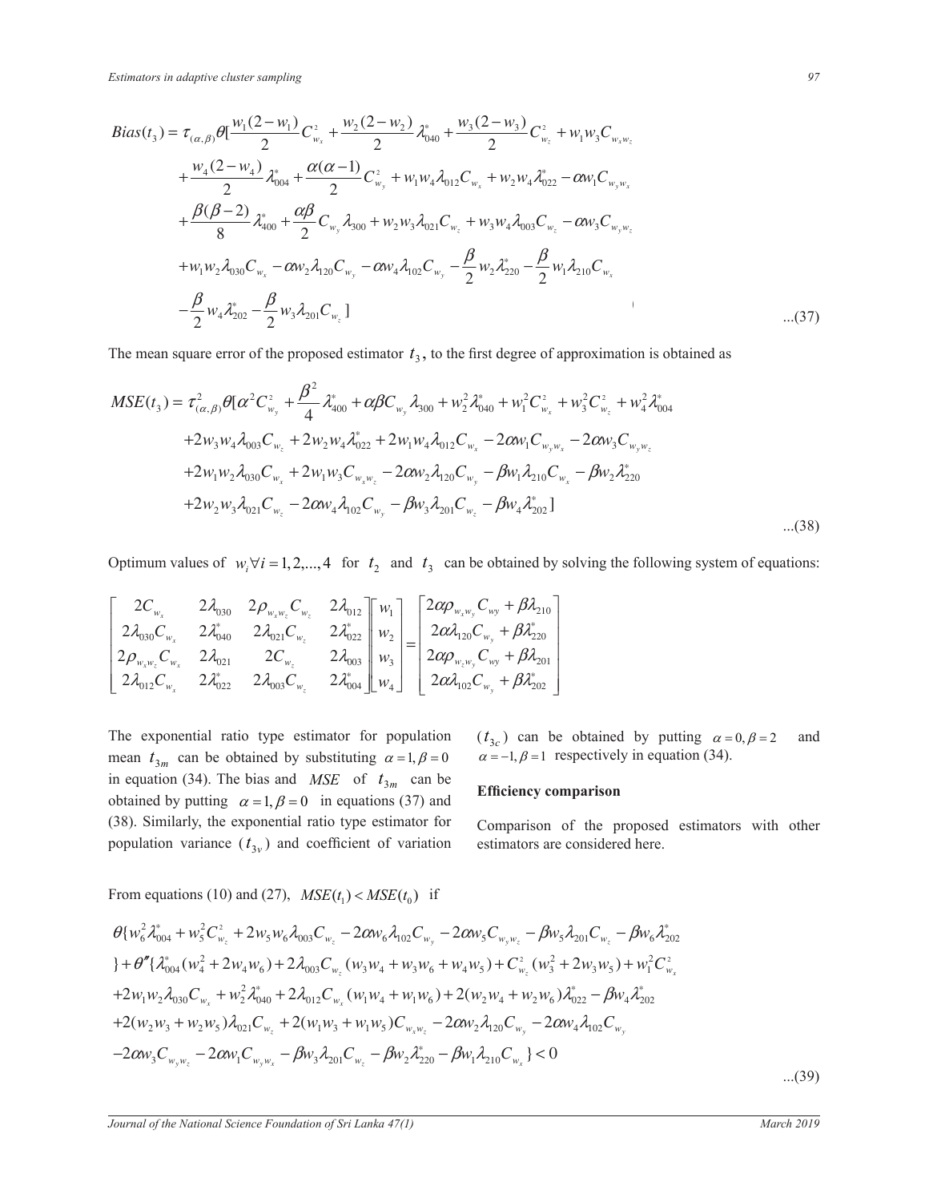$$
\begin{aligned}
Bias(t_3) = \tau_{(\alpha,\beta)}\theta[ & \frac{w_1(2-w_1)}{2}C_{w_x}^2 + \frac{w_2(2-w_2)}{2}\lambda_{040}^* + \frac{w_3(2-w_3)}{2}C_{w_z}^2 + w_1w_3C_{w_xw_z} \\
& + \frac{w_4(2-w_4)}{2}\lambda_{004}^* + \frac{\alpha(\alpha-1)}{2}C_{w_y}^2 + w_1w_4\lambda_{012}C_{w_x} + w_2w_4\lambda_{022}^* - \alpha w_1C_{w_yw_x} \\
& + \frac{\beta(\beta-2)}{8}\lambda_{400}^* + \frac{\alpha\beta}{2}C_{w_y}\lambda_{300} + w_2w_3\lambda_{021}C_{w_z} + w_3w_4\lambda_{003}C_{w_z} - \alpha w_3C_{w_yw_z} \\
& + w_1w_2\lambda_{030}C_{w_x} - \alpha w_2\lambda_{120}C_{w_y} - \alpha w_4\lambda_{102}C_{w_y} - \frac{\beta}{2}w_2\lambda_{220}^* - \frac{\beta}{2}w_1\lambda_{210}C_{w_x} \\
& - \frac{\beta}{2}w_4\lambda_{202}^* - \frac{\beta}{2}w_3\lambda_{201}C_{w_z}]
\end{aligned}
\qquad ...(37)
$$

The mean square error of the proposed estimator $t_3$, to the first degree of approximation is obtained as

$$
\begin{aligned}
MSE(t_3) = \tau_{(\alpha,\beta)}^2\theta[ & \alpha^2C_{w_y}^2 + \frac{\beta^2}{4}\lambda_{400}^* + \alpha\beta C_{w_y}\lambda_{300} + w_2^2\lambda_{040}^* + w_1^2C_{w_x}^2 + w_3^2C_{w_z}^2 + w_4^2\lambda_{004}^* \\
& + 2w_3w_4\lambda_{003}C_{w_z} + 2w_2w_4\lambda_{022}^* + 2w_1w_4\lambda_{012}C_{w_x} - 2\alpha w_1C_{w_yw_x} - 2\alpha w_3C_{w_yw_z} \\
& + 2w_1w_2\lambda_{030}C_{w_x} + 2w_1w_3C_{w_xw_z} - 2\alpha w_2\lambda_{120}C_{w_y} - \beta w_1\lambda_{210}C_{w_x} - \beta w_2\lambda_{220}^* \\
& + 2w_2w_3\lambda_{021}C_{w_z} - 2\alpha w_4\lambda_{102}C_{w_y} - \beta w_3\lambda_{201}C_{w_z} - \beta w_4\lambda_{202}^*]
\end{aligned}
\qquad ...(38)
$$

Optimum values of $w_i \forall i = 1,2,...,4$ for $t_2$ and $t_3$ can be obtained by solving the following system of equations:

$$
\begin{bmatrix}
2C_{w_x} & 2\lambda_{030} & 2\rho_{w_xw_z}C_{w_z} & 2\lambda_{012} \\
2\lambda_{030}C_{w_x} & 2\lambda_{040}^* & 2\lambda_{021}C_{w_z} & 2\lambda_{022}^* \\
2\rho_{w_xw_z}C_{w_x} & 2\lambda_{021} & 2C_{w_z} & 2\lambda_{003} \\
2\lambda_{012}C_{w_x} & 2\lambda_{022}^* & 2\lambda_{003}C_{w_z} & 2\lambda_{004}^*
\end{bmatrix}
\begin{bmatrix} w_1 \\ w_2 \\ w_3 \\ w_4 \end{bmatrix}
=
\begin{bmatrix}
2\alpha\rho_{w_xw_y}C_{wy} + \beta\lambda_{210} \\
2\alpha\lambda_{120}C_{w_y} + \beta\lambda_{220}^* \\
2\alpha\rho_{w_zw_y}C_{wy} + \beta\lambda_{201} \\
2\alpha\lambda_{102}C_{w_y} + \beta\lambda_{202}^*
\end{bmatrix}
$$

The exponential ratio type estimator for population mean $t_{3m}$ can be obtained by substituting $\alpha = 1, \beta = 0$ in equation (34). The bias and $MSE$ of $t_{3m}$ can be obtained by putting $\alpha = 1, \beta = 0$ in equations (37) and (38). Similarly, the exponential ratio type estimator for population variance ($t_{3v}$) and coefficient of variation ($t_{3c}$) can be obtained by putting $\alpha = 0, \beta = 2$ and $\alpha = -1, \beta = 1$ respectively in equation (34).

## Efficiency comparison

Comparison of the proposed estimators with other estimators are considered here.

From equations (10) and (27), $MSE(t_1) < MSE(t_0)$ if

$$
\begin{aligned}
& \theta\{w_6^2\lambda_{004}^* + w_5^2C_{w_z}^2 + 2w_5w_6\lambda_{003}C_{w_z} - 2\alpha w_6\lambda_{102}C_{w_y} - 2\alpha w_5C_{w_yw_z} - \beta w_5\lambda_{201}C_{w_z} - \beta w_6\lambda_{202}^* \\
& \} + \theta''\{\lambda_{004}^*(w_4^2 + 2w_4w_6) + 2\lambda_{003}C_{w_z}(w_3w_4 + w_3w_6 + w_4w_5) + C_{w_z}^2(w_3^2 + 2w_3w_5) + w_1^2C_{w_x}^2 \\
& + 2w_1w_2\lambda_{030}C_{w_x} + w_2^2\lambda_{040}^* + 2\lambda_{012}C_{w_x}(w_1w_4 + w_1w_6) + 2(w_2w_4 + w_2w_6)\lambda_{022}^* - \beta w_4\lambda_{202}^* \\
& + 2(w_2w_3 + w_2w_5)\lambda_{021}C_{w_z} + 2(w_1w_3 + w_1w_5)C_{w_xw_z} - 2\alpha w_2\lambda_{120}C_{w_y} - 2\alpha w_4\lambda_{102}C_{w_y} \\
& - 2\alpha w_3C_{w_yw_z} - 2\alpha w_1C_{w_yw_x} - \beta w_3\lambda_{201}C_{w_z} - \beta w_2\lambda_{220}^* - \beta w_1\lambda_{210}C_{w_x}\} < 0
\end{aligned}
\qquad ...(39)
$$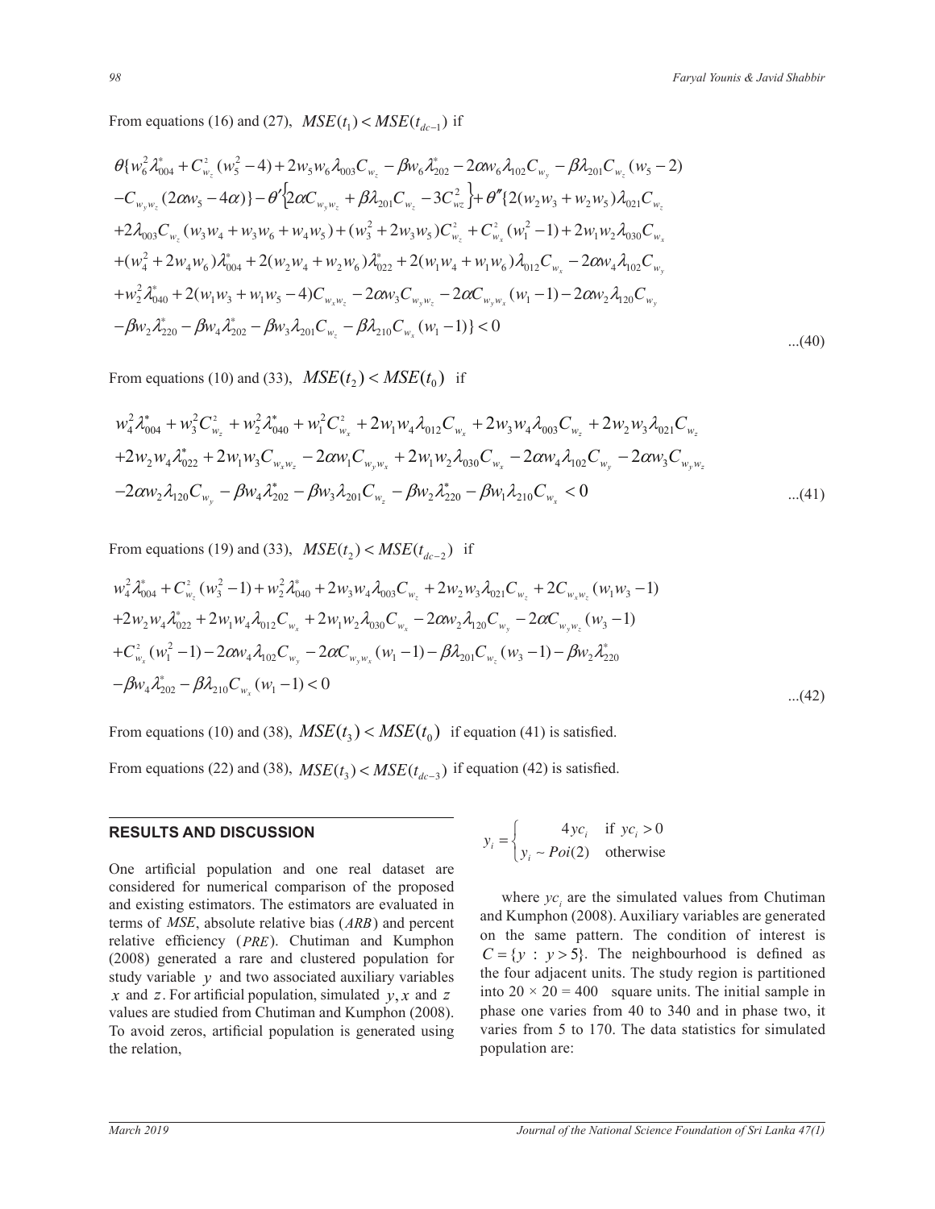From equations (16) and (27), $MSE(t_1) < MSE(t_{dc-1})$ if

$$
\begin{aligned}
&\theta\{w_6^2\lambda_{004}^* + C_{w_z}^2(w_5^2-4) + 2w_5w_6\lambda_{003}C_{w_z} - \beta w_6\lambda_{202}^* - 2\alpha w_6\lambda_{102}C_{w_y} - \beta\lambda_{201}C_{w_z}(w_5-2) \\
&-C_{w_yw_z}(2\alpha w_5 - 4\alpha)\} - \theta'\left\{2\alpha C_{w_yw_z} + \beta\lambda_{201}C_{w_z} - 3C_{wz}^2\right\} + \theta''\{2(w_2w_3 + w_2w_5)\lambda_{021}C_{w_z} \\
&+2\lambda_{003}C_{w_z}(w_3w_4 + w_3w_6 + w_4w_5) + (w_3^2 + 2w_3w_5)C_{w_z}^2 + C_{w_x}^2(w_1^2-1) + 2w_1w_2\lambda_{030}C_{w_x} \\
&+(w_4^2 + 2w_4w_6)\lambda_{004}^* + 2(w_2w_4 + w_2w_6)\lambda_{022}^* + 2(w_1w_4 + w_1w_6)\lambda_{012}C_{w_x} - 2\alpha w_4\lambda_{102}C_{w_y} \\
&+w_2^2\lambda_{040}^* + 2(w_1w_3 + w_1w_5 - 4)C_{w_xw_z} - 2\alpha w_3C_{w_yw_z} - 2\alpha C_{w_yw_x}(w_1-1) - 2\alpha w_2\lambda_{120}C_{w_y} \\
&-\beta w_2\lambda_{220}^* - \beta w_4\lambda_{202}^* - \beta w_3\lambda_{201}C_{w_z} - \beta\lambda_{210}C_{w_x}(w_1-1)\} < 0
\end{aligned}
\quad ...(40)
$$

From equations (10) and (33), $MSE(t_2) < MSE(t_0)$ if

$$
\begin{aligned}
&w_4^2\lambda_{004}^* + w_3^2C_{w_z}^2 + w_2^2\lambda_{040}^* + w_1^2C_{w_x}^2 + 2w_1w_4\lambda_{012}C_{w_x} + 2w_3w_4\lambda_{003}C_{w_z} + 2w_2w_3\lambda_{021}C_{w_z} \\
&+2w_2w_4\lambda_{022}^* + 2w_1w_3C_{w_xw_z} - 2\alpha w_1C_{w_yw_x} + 2w_1w_2\lambda_{030}C_{w_x} - 2\alpha w_4\lambda_{102}C_{w_y} - 2\alpha w_3C_{w_yw_z} \\
&-2\alpha w_2\lambda_{120}C_{w_y} - \beta w_4\lambda_{202}^* - \beta w_3\lambda_{201}C_{w_z} - \beta w_2\lambda_{220}^* - \beta w_1\lambda_{210}C_{w_x} < 0
\end{aligned}
\quad ...(41)
$$

From equations (19) and (33), $MSE(t_2) < MSE(t_{dc-2})$ if

$$
\begin{aligned}
&w_4^2\lambda_{004}^* + C_{w_z}^2(w_3^2-1) + w_2^2\lambda_{040}^* + 2w_3w_4\lambda_{003}C_{w_z} + 2w_2w_3\lambda_{021}C_{w_z} + 2C_{w_xw_z}(w_1w_3-1) \\
&+2w_2w_4\lambda_{022}^* + 2w_1w_4\lambda_{012}C_{w_x} + 2w_1w_2\lambda_{030}C_{w_x} - 2\alpha w_2\lambda_{120}C_{w_y} - 2\alpha C_{w_yw_z}(w_3-1) \\
&+C_{w_x}^2(w_1^2-1) - 2\alpha w_4\lambda_{102}C_{w_y} - 2\alpha C_{w_yw_x}(w_1-1) - \beta\lambda_{201}C_{w_z}(w_3-1) - \beta w_2\lambda_{220}^* \\
&-\beta w_4\lambda_{202}^* - \beta\lambda_{210}C_{w_x}(w_1-1) < 0
\end{aligned}
\quad ...(42)
$$

From equations (10) and (38), $MSE(t_3) < MSE(t_0)$ if equation (41) is satisfied.

From equations (22) and (38), $MSE(t_3) < MSE(t_{dc-3})$ if equation (42) is satisfied.

## RESULTS AND DISCUSSION

One artificial population and one real dataset are considered for numerical comparison of the proposed and existing estimators. The estimators are evaluated in terms of $MSE$, absolute relative bias ($ARB$) and percent relative efficiency ($PRE$). Chutiman and Kumphon (2008) generated a rare and clustered population for study variable $y$ and two associated auxiliary variables $x$ and $z$. For artificial population, simulated $y, x$ and $z$ values are studied from Chutiman and Kumphon (2008). To avoid zeros, artificial population is generated using the relation,

$$
y_i = \begin{cases} 4yc_i & \text{if } yc_i > 0 \\ y_i \sim Poi(2) & \text{otherwise} \end{cases}
$$

where $yc_i$ are the simulated values from Chutiman and Kumphon (2008). Auxiliary variables are generated on the same pattern. The condition of interest is $C = \{y \,:\, y > 5\}$. The neighbourhood is defined as the four adjacent units. The study region is partitioned into $20 \times 20 = 400$ square units. The initial sample in phase one varies from 40 to 340 and in phase two, it varies from 5 to 170. The data statistics for simulated population are: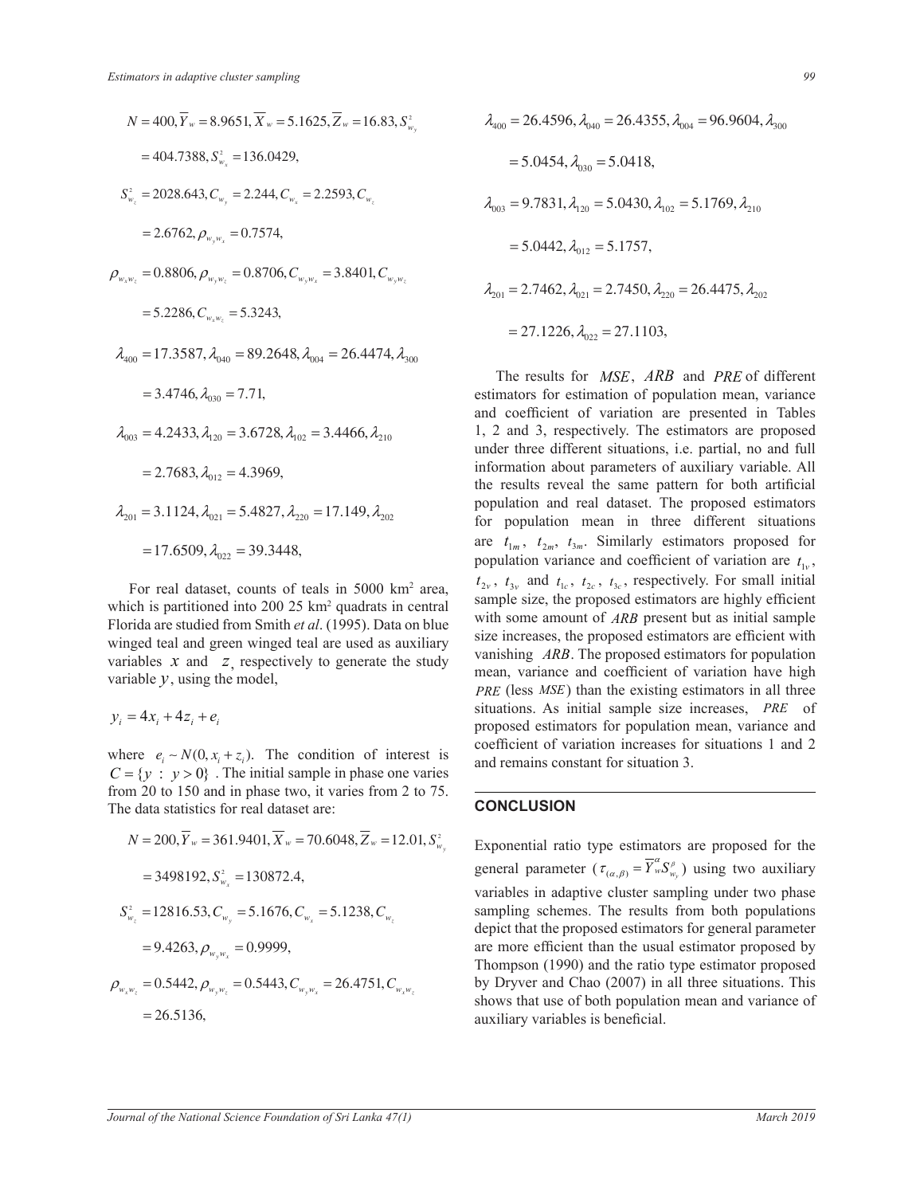$N = 400, \overline{Y}_w = 8.9651, \overline{X}_w = 5.1625, \overline{Z}_w = 16.83, S^2_{w_y} = 404.7388, S^2_{w_x} = 136.0429,$

$S^2_{w_z} = 2028.643, C_{w_y} = 2.244, C_{w_x} = 2.2593, C_{w_z} = 2.6762, \rho_{w_y w_x} = 0.7574,$

$\rho_{w_x w_z} = 0.8806, \rho_{w_y w_z} = 0.8706, C_{w_y w_x} = 3.8401, C_{w_y w_z} = 5.2286, C_{w_x w_z} = 5.3243,$

$\lambda_{400} = 17.3587, \lambda_{040} = 89.2648, \lambda_{004} = 26.4474, \lambda_{300} = 3.4746, \lambda_{030} = 7.71,$

$\lambda_{003} = 4.2433, \lambda_{120} = 3.6728, \lambda_{102} = 3.4466, \lambda_{210} = 2.7683, \lambda_{012} = 4.3969,$

$\lambda_{201} = 3.1124, \lambda_{021} = 5.4827, \lambda_{220} = 17.149, \lambda_{202} = 17.6509, \lambda_{022} = 39.3448,$

For real dataset, counts of teals in 5000 km$^2$ area, which is partitioned into 200 25 km$^2$ quadrats in central Florida are studied from Smith *et al*. (1995). Data on blue winged teal and green winged teal are used as auxiliary variables $x$ and $z$, respectively to generate the study variable $y$, using the model,

$$y_i = 4x_i + 4z_i + e_i$$

where $e_i \sim N(0, x_i + z_i)$. The condition of interest is $C = \{y : y > 0\}$. The initial sample in phase one varies from 20 to 150 and in phase two, it varies from 2 to 75. The data statistics for real dataset are:

$N = 200, \overline{Y}_w = 361.9401, \overline{X}_w = 70.6048, \overline{Z}_w = 12.01, S^2_{w_y} = 3498192, S^2_{w_x} = 130872.4,$

$S^2_{w_z} = 12816.53, C_{w_y} = 5.1676, C_{w_x} = 5.1238, C_{w_z} = 9.4263, \rho_{w_y w_x} = 0.9999,$

$\rho_{w_x w_z} = 0.5442, \rho_{w_y w_z} = 0.5443, C_{w_y w_x} = 26.4751, C_{w_x w_z} = 26.5136,$

$\lambda_{400} = 26.4596, \lambda_{040} = 26.4355, \lambda_{004} = 96.9604, \lambda_{300} = 5.0454, \lambda_{030} = 5.0418,$

$\lambda_{003} = 9.7831, \lambda_{120} = 5.0430, \lambda_{102} = 5.1769, \lambda_{210} = 5.0442, \lambda_{012} = 5.1757,$

$\lambda_{201} = 2.7462, \lambda_{021} = 2.7450, \lambda_{220} = 26.4475, \lambda_{202} = 27.1226, \lambda_{022} = 27.1103,$

The results for $MSE$, $ARB$ and $PRE$ of different estimators for estimation of population mean, variance and coefficient of variation are presented in Tables 1, 2 and 3, respectively. The estimators are proposed under three different situations, i.e. partial, no and full information about parameters of auxiliary variable. All the results reveal the same pattern for both artificial population and real dataset. The proposed estimators for population mean in three different situations are $t_{1m}$, $t_{2m}$, $t_{3m}$. Similarly estimators proposed for population variance and coefficient of variation are $t_{1v}$, $t_{2v}$, $t_{3v}$ and $t_{1c}$, $t_{2c}$, $t_{3c}$, respectively. For small initial sample size, the proposed estimators are highly efficient with some amount of $ARB$ present but as initial sample size increases, the proposed estimators are efficient with vanishing $ARB$. The proposed estimators for population mean, variance and coefficient of variation have high $PRE$ (less $MSE$) than the existing estimators in all three situations. As initial sample size increases, $PRE$ of proposed estimators for population mean, variance and coefficient of variation increases for situations 1 and 2 and remains constant for situation 3.

## CONCLUSION

Exponential ratio type estimators are proposed for the general parameter ($\tau_{(\alpha,\beta)} = \overline{Y}^{\alpha}_{w} S^{\beta}_{w_y}$) using two auxiliary variables in adaptive cluster sampling under two phase sampling schemes. The results from both populations depict that the proposed estimators for general parameter are more efficient than the usual estimator proposed by Thompson (1990) and the ratio type estimator proposed by Dryver and Chao (2007) in all three situations. This shows that use of both population mean and variance of auxiliary variables is beneficial.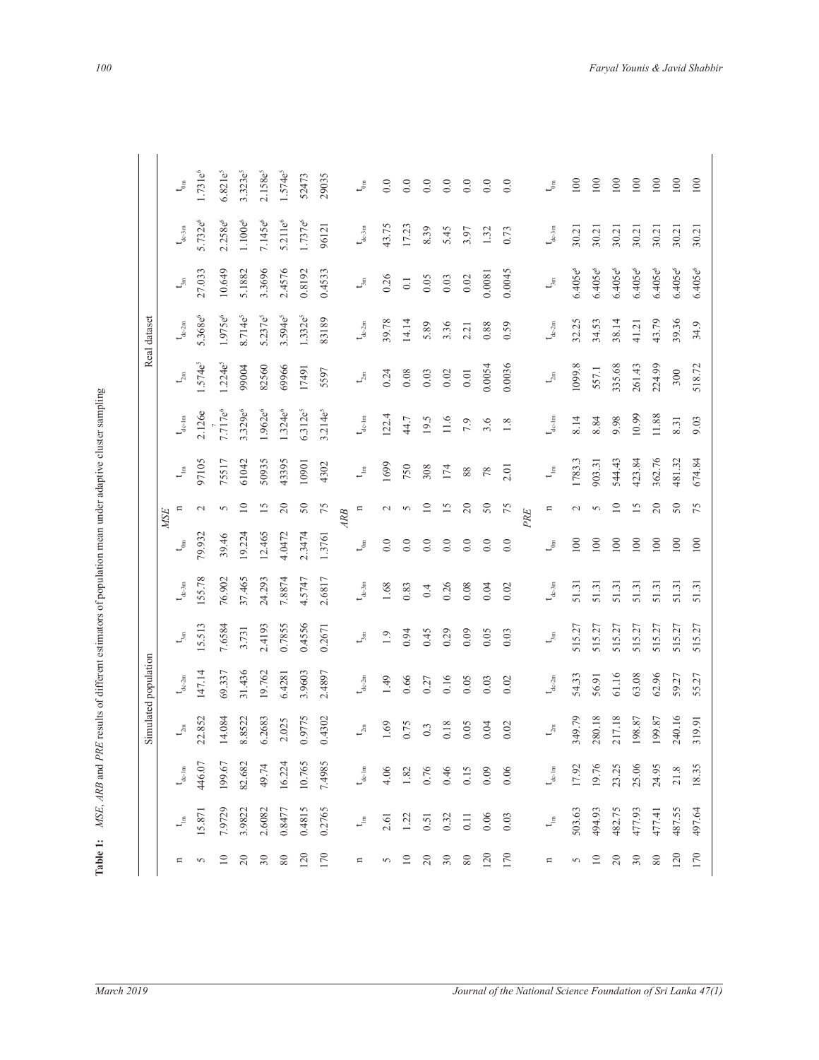**Table 1:** *MSE*, *ARB* and *PRE* results of different estimators of population mean under adaptive cluster sampling

| Simulated population | | | | | | | | Real dataset | | | | | | |
|---|---|---|---|---|---|---|---|---|---|---|---|---|---|---|
| *MSE* | | | | | | | | | | | | | | |
| n | $t_{1m}$ | $t_{dc\text{-}1m}$ | $t_{2m}$ | $t_{dc\text{-}2m}$ | $t_{3m}$ | $t_{dc\text{-}3m}$ | $t_{0m}$ | n | $t_{1m}$ | $t_{dc\text{-}1m}$ | $t_{2m}$ | $t_{dc\text{-}2m}$ | $t_{3m}$ | $t_{dc\text{-}3m}$ | $t_{0m}$ |
| 5 | 15.871 | 446.07 | 22.852 | 147.14 | 15.513 | 155.78 | 79.932 | 2 | 97105 | $2.126e^7$ | $1.574e^5$ | $5.368e^6$ | 27.033 | $5.732e^6$ | $1.731e^6$ |
| 10 | 7.9729 | 199.67 | 14.084 | 69.337 | 7.6584 | 76.902 | 39.46 | 5 | 75517 | $7.717e^6$ | $1.224e^5$ | $1.975e^6$ | 10.649 | $2.258e^6$ | $6.821e^5$ |
| 20 | 3.9822 | 82.682 | 8.8522 | 31.436 | 3.731 | 37.465 | 19.224 | 10 | 61042 | $3.329e^6$ | 99004 | $8.714e^5$ | 5.1882 | $1.100e^6$ | $3.323e^5$ |
| 30 | 2.6082 | 49.74 | 6.2683 | 19.762 | 2.4193 | 24.293 | 12.465 | 15 | 50935 | $1.962e^6$ | 82560 | $5.237e^5$ | 3.3696 | $7.145e^5$ | $2.158e^5$ |
| 80 | 0.8477 | 16.224 | 2.025 | 6.4281 | 0.7855 | 7.8874 | 4.0472 | 20 | 43395 | $1.324e^6$ | 69966 | $3.594e^5$ | 2.4576 | $5.211e^6$ | $1.574e^5$ |
| 120 | 0.4815 | 10.765 | 0.9775 | 3.9603 | 0.4556 | 4.5747 | 2.3474 | 50 | 10901 | $6.312e^5$ | 17491 | $1.332e^5$ | 0.8192 | $1.737e^6$ | 52473 |
| 170 | 0.2765 | 7.4985 | 0.4302 | 2.4897 | 0.2671 | 2.6817 | 1.3761 | 75 | 4302 | $3.214e^5$ | 5597 | 83189 | 0.4533 | 96121 | 29035 |
| *ARB* | | | | | | | | | | | | | | | |
| n | $t_{1m}$ | $t_{dc\text{-}1m}$ | $t_{2m}$ | $t_{dc\text{-}2m}$ | $t_{3m}$ | $t_{dc\text{-}3m}$ | $t_{0m}$ | n | $t_{1m}$ | $t_{dc\text{-}1m}$ | $t_{2m}$ | $t_{dc\text{-}2m}$ | $t_{3m}$ | $t_{dc\text{-}3m}$ | $t_{0m}$ |
| 5 | 2.61 | 4.06 | 1.69 | 1.49 | 1.9 | 1.68 | 0.0 | 2 | 1699 | 122.4 | 0.24 | 39.78 | 0.26 | 43.75 | 0.0 |
| 10 | 1.22 | 1.82 | 0.75 | 0.66 | 0.94 | 0.83 | 0.0 | 5 | 750 | 44.7 | 0.08 | 14.14 | 0.1 | 17.23 | 0.0 |
| 20 | 0.51 | 0.76 | 0.3 | 0.27 | 0.45 | 0.4 | 0.0 | 10 | 308 | 19.5 | 0.03 | 5.89 | 0.05 | 8.39 | 0.0 |
| 30 | 0.32 | 0.46 | 0.18 | 0.16 | 0.29 | 0.26 | 0.0 | 15 | 174 | 11.6 | 0.02 | 3.36 | 0.03 | 5.45 | 0.0 |
| 80 | 0.11 | 0.15 | 0.05 | 0.05 | 0.09 | 0.08 | 0.0 | 20 | 88 | 7.9 | 0.01 | 2.21 | 0.02 | 3.97 | 0.0 |
| 120 | 0.06 | 0.09 | 0.04 | 0.03 | 0.05 | 0.04 | 0.0 | 50 | 78 | 3.6 | 0.0054 | 0.88 | 0.0081 | 1.32 | 0.0 |
| 170 | 0.03 | 0.06 | 0.02 | 0.02 | 0.03 | 0.02 | 0.0 | 75 | 2.01 | 1.8 | 0.0036 | 0.59 | 0.0045 | 0.73 | 0.0 |
| *PRE* | | | | | | | | | | | | | | | |
| n | $t_{1m}$ | $t_{dc\text{-}1m}$ | $t_{2m}$ | $t_{dc\text{-}2m}$ | $t_{3m}$ | $t_{dc\text{-}3m}$ | $t_{0m}$ | n | $t_{1m}$ | $t_{dc\text{-}1m}$ | $t_{2m}$ | $t_{dc\text{-}2m}$ | $t_{3m}$ | $t_{dc\text{-}3m}$ | $t_{0m}$ |
| 5 | 503.63 | 17.92 | 349.79 | 54.33 | 515.27 | 51.31 | 100 | 2 | 1783.3 | 8.14 | 1099.8 | 32.25 | $6.405e^6$ | 30.21 | 100 |
| 10 | 494.93 | 19.76 | 280.18 | 56.91 | 515.27 | 51.31 | 100 | 5 | 903.31 | 8.84 | 557.1 | 34.53 | $6.405e^6$ | 30.21 | 100 |
| 20 | 482.75 | 23.25 | 217.18 | 61.16 | 515.27 | 51.31 | 100 | 10 | 544.43 | 9.98 | 335.68 | 38.14 | $6.405e^6$ | 30.21 | 100 |
| 30 | 477.93 | 25.06 | 198.87 | 63.08 | 515.27 | 51.31 | 100 | 15 | 423.84 | 10.99 | 261.43 | 41.21 | $6.405e^6$ | 30.21 | 100 |
| 80 | 477.41 | 24.95 | 199.87 | 62.96 | 515.27 | 51.31 | 100 | 20 | 362.76 | 11.88 | 224.99 | 43.79 | $6.405e^6$ | 30.21 | 100 |
| 120 | 487.55 | 21.8 | 240.16 | 59.27 | 515.27 | 51.31 | 100 | 50 | 481.32 | 8.31 | 300 | 39.36 | $6.405e^6$ | 30.21 | 100 |
| 170 | 497.64 | 18.35 | 319.91 | 55.27 | 515.27 | 51.31 | 100 | 75 | 674.84 | 9.03 | 518.72 | 34.9 | $6.405e^6$ | 30.21 | 100 |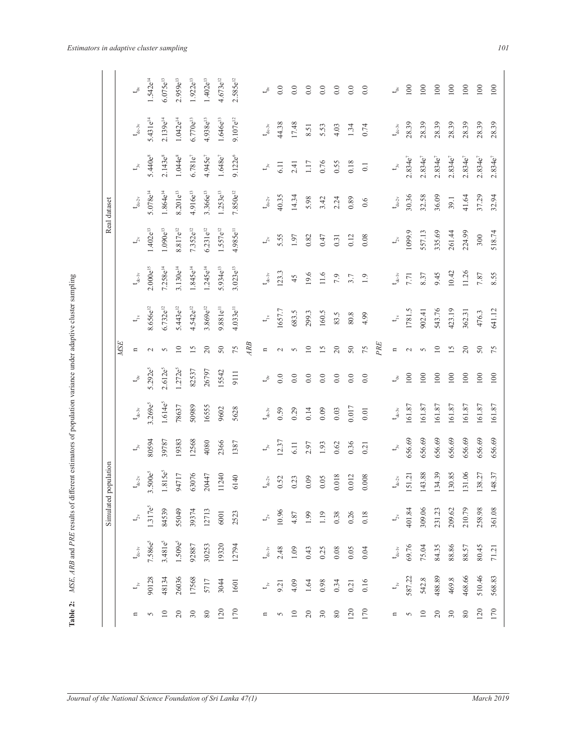**Table 2:** *MSE*, *ARB* and *PRE* results of different estimators of population variance under adaptive cluster sampling

| | Simulated population | | | | | | | | Real dataset | | | | | | |
|---|---|---|---|---|---|---|---|---|---|---|---|---|---|---|---|
| | | | | | | | | *MSE* | | | | | | | |
| n | $t_{1v}$ | $t_{dc\text{-}1v}$ | $t_{2v}$ | $t_{dc\text{-}2v}$ | $t_{3v}$ | $t_{dc\text{-}3v}$ | $t_{0v}$ | n | $t_{1v}$ | $t_{dc\text{-}1v}$ | $t_{2v}$ | $t_{dc\text{-}2v}$ | $t_{3v}$ | $t_{dc\text{-}3v}$ | $t_{0v}$ |
| 5 | 90128 | $7.586e^5$ | $1.317e^5$ | $3.500e^5$ | 80594 | $3.269e^5$ | $5.292e^5$ | 2 | $8.656e^{12}$ | $2.000e^{15}$ | $1.402e^{13}$ | $5.078e^{14}$ | $5.440e^8$ | $5.431e^{14}$ | $1.542e^{14}$ |
| 10 | 48134 | $3.481e^5$ | 84539 | $1.815e^5$ | 39787 | $1.614e^5$ | $2.612e^5$ | 5 | $6.732e^{12}$ | $7.258e^{14}$ | $1.090e^{13}$ | $1.864e^{14}$ | $2.143e^8$ | $2.139e^{14}$ | $6.075e^{13}$ |
| 20 | 26036 | $1.509e^5$ | 55049 | 94717 | 19383 | 78637 | $1.272e^5$ | 10 | $5.443e^{12}$ | $3.130e^{14}$ | $8.817e^{12}$ | $8.201e^{13}$ | $1.044e^8$ | $1.042e^{14}$ | $2.959e^{13}$ |
| 30 | 17568 | 92887 | 39374 | 63076 | 12568 | 50989 | 82537 | 15 | $4.542e^{12}$ | $1.845e^{14}$ | $7.352e^{12}$ | $4.916e^{13}$ | $6.781e^7$ | $6.770e^{13}$ | $1.922e^{13}$ |
| 80 | 5717 | 30253 | 12713 | 20447 | 4080 | 16555 | 26797 | 20 | $3.869e^{12}$ | $1.245e^{14}$ | $6.231e^{12}$ | $3.366e^{13}$ | $4.945e^7$ | $4.938e^{13}$ | $1.402e^{13}$ |
| 120 | 3044 | 19320 | 6001 | 11240 | 2366 | 9602 | 15542 | 50 | $9.881e^{11}$ | $5.934e^{13}$ | $1.557e^{12}$ | $1.253e^{13}$ | $1.648e^7$ | $1.646e^{13}$ | $4.673e^{12}$ |
| 170 | 1601 | 12794 | 2523 | 6140 | 1387 | 5628 | 9111 | 75 | $4.033e^{11}$ | $3.023e^{13}$ | $4.985e^{11}$ | $7.850e^{12}$ | $9.122e^6$ | $9.107e^{12}$ | $2.585e^{12}$ |
| | | | | | | | | *ARB* | | | | | | | |
| n | $t_{1v}$ | $t_{dc\text{-}1v}$ | $t_{2v}$ | $t_{dc\text{-}2v}$ | $t_{3v}$ | $t_{dc\text{-}3v}$ | $t_{0v}$ | n | $t_{1v}$ | $t_{dc\text{-}1v}$ | $t_{2v}$ | $t_{dc\text{-}2v}$ | $t_{3v}$ | $t_{dc\text{-}3v}$ | $t_{0v}$ |
| 5 | 9.21 | 2.48 | 10.96 | 0.52 | 12.37 | 0.59 | 0.0 | 2 | 1657.7 | 123.3 | 5.55 | 40.35 | 6.11 | 44.38 | 0.0 |
| 10 | 4.09 | 1.09 | 4.87 | 0.23 | 6.11 | 0.29 | 0.0 | 5 | 683.5 | 45 | 1.97 | 14.34 | 2.41 | 17.48 | 0.0 |
| 20 | 1.64 | 0.43 | 1.99 | 0.09 | 2.97 | 0.14 | 0.0 | 10 | 299.3 | 19.6 | 0.82 | 5.98 | 1.17 | 8.51 | 0.0 |
| 30 | 0.98 | 0.25 | 1.19 | 0.05 | 1.93 | 0.09 | 0.0 | 15 | 160.5 | 11.6 | 0.47 | 3.42 | 0.76 | 5.53 | 0.0 |
| 80 | 0.34 | 0.08 | 0.38 | 0.018 | 0.62 | 0.03 | 0.0 | 20 | 83.5 | 7.9 | 0.31 | 2.24 | 0.55 | 4.03 | 0.0 |
| 120 | 0.21 | 0.05 | 0.26 | 0.012 | 0.36 | 0.017 | 0.0 | 50 | 80.8 | 3.7 | 0.12 | 0.89 | 0.18 | 1.34 | 0.0 |
| 170 | 0.16 | 0.04 | 0.18 | 0.008 | 0.21 | 0.01 | 0.0 | 75 | 4.99 | 1.9 | 0.08 | 0.6 | 0.1 | 0.74 | 0.0 |
| | | | | | | | | *PRE* | | | | | | | |
| n | $t_{1v}$ | $t_{dc\text{-}1v}$ | $t_{2v}$ | $t_{dc\text{-}2v}$ | $t_{3v}$ | $t_{dc\text{-}3v}$ | $t_{0v}$ | n | $t_{1v}$ | $t_{dc\text{-}1v}$ | $t_{2v}$ | $t_{dc\text{-}2v}$ | $t_{3v}$ | $t_{dc\text{-}3v}$ | $t_{0v}$ |
| 5 | 587.22 | 69.76 | 401.84 | 151.21 | 656.69 | 161.87 | 100 | 2 | 1781.5 | 7.71 | 1099.9 | 30.36 | $2.834e^7$ | 28.39 | 100 |
| 10 | 542.8 | 75.04 | 309.06 | 143.88 | 656.69 | 161.87 | 100 | 5 | 902.41 | 8.37 | 557.13 | 32.58 | $2.834e^7$ | 28.39 | 100 |
| 20 | 488.89 | 84.35 | 231.23 | 134.39 | 656.69 | 161.87 | 100 | 10 | 543.76 | 9.45 | 335.69 | 36.09 | $2.834e^7$ | 28.39 | 100 |
| 30 | 469.8 | 88.86 | 209.62 | 130.85 | 656.69 | 161.87 | 100 | 15 | 423.19 | 10.42 | 261.44 | 39.1 | $2.834e^7$ | 28.39 | 100 |
| 80 | 468.66 | 88.57 | 210.79 | 131.06 | 656.69 | 161.87 | 100 | 20 | 362.31 | 11.26 | 224.99 | 41.64 | $2.834e^7$ | 28.39 | 100 |
| 120 | 510.46 | 80.45 | 258.98 | 138.27 | 656.69 | 161.87 | 100 | 50 | 476.3 | 7.87 | 300 | 37.29 | $2.834e^7$ | 28.39 | 100 |
| 170 | 568.83 | 71.21 | 361.08 | 148.37 | 656.69 | 161.87 | 100 | 75 | 641.12 | 8.55 | 518.74 | 32.94 | $2.834e^7$ | 28.39 | 100 |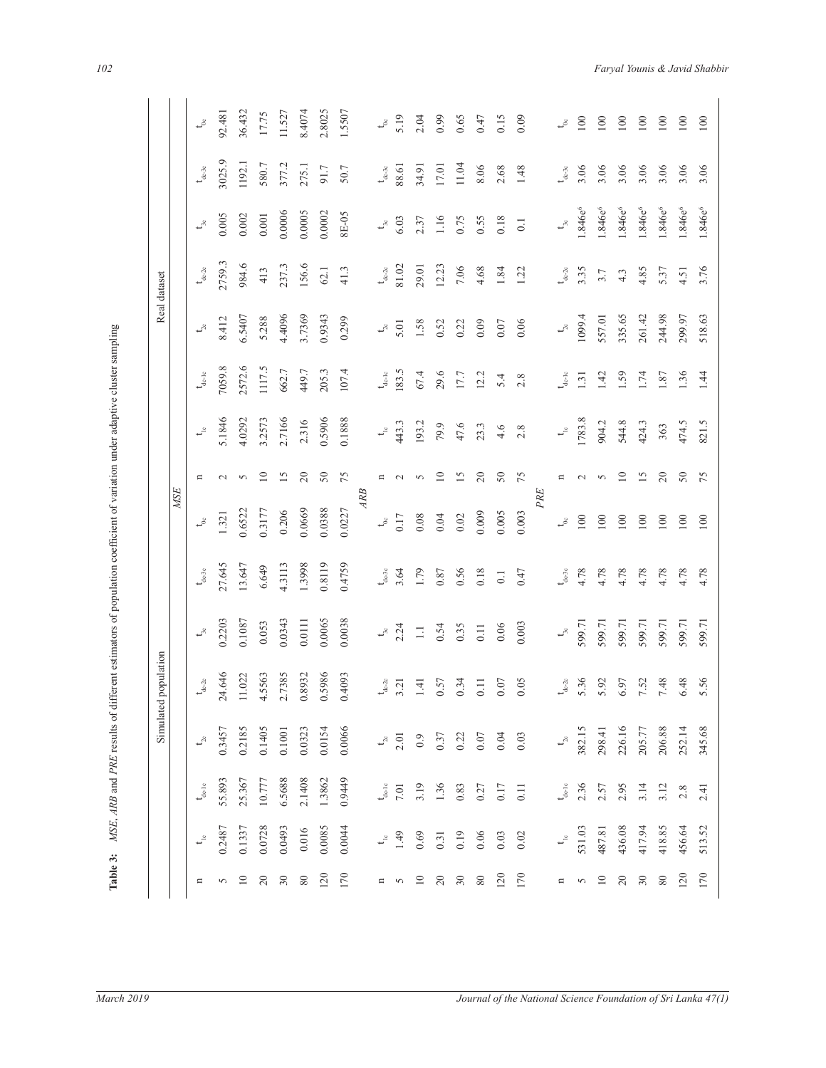**Table 3:** *MSE*, *ARB* and *PRE* results of different estimators of population coefficient of variation under adaptive cluster sampling

| | Simulated population | | | | | | | Real dataset | | | | | | |
|---|---|---|---|---|---|---|---|---|---|---|---|---|---|---|
| | | | | | | | | *MSE* | | | | | | |
| n | $t_{1c}$ | $t_{dc\text{-}1c}$ | $t_{2c}$ | $t_{dc\text{-}2c}$ | $t_{3c}$ | $t_{dc\text{-}3c}$ | $t_{0c}$ | n | $t_{1c}$ | $t_{dc\text{-}1c}$ | $t_{2c}$ | $t_{dc\text{-}2c}$ | $t_{3c}$ | $t_{dc\text{-}3c}$ | $t_{0c}$ |
| 5 | 0.2487 | 55.893 | 0.3457 | 24.646 | 0.2203 | 27.645 | 1.321 | 2 | 5.1846 | 7059.8 | 8.412 | 2759.3 | 0.005 | 3025.9 | 92.481 |
| 10 | 0.1337 | 25.367 | 0.2185 | 11.022 | 0.1087 | 13.647 | 0.6522 | 5 | 4.0292 | 2572.6 | 6.5407 | 984.6 | 0.002 | 1192.1 | 36.432 |
| 20 | 0.0728 | 10.777 | 0.1405 | 4.5563 | 0.053 | 6.649 | 0.3177 | 10 | 3.2573 | 1117.5 | 5.288 | 413 | 0.001 | 580.7 | 17.75 |
| 30 | 0.0493 | 6.5688 | 0.1001 | 2.7385 | 0.0343 | 4.3113 | 0.206 | 15 | 2.7166 | 662.7 | 4.4096 | 237.3 | 0.0006 | 377.2 | 11.527 |
| 80 | 0.016 | 2.1408 | 0.0323 | 0.8932 | 0.0111 | 1.3998 | 0.0669 | 20 | 2.316 | 449.7 | 3.7369 | 156.6 | 0.0005 | 275.1 | 8.4074 |
| 120 | 0.0085 | 1.3862 | 0.0154 | 0.5986 | 0.0065 | 0.8119 | 0.0388 | 50 | 0.5906 | 205.3 | 0.9343 | 62.1 | 0.0002 | 91.7 | 2.8025 |
| 170 | 0.0044 | 0.9449 | 0.0066 | 0.4093 | 0.0038 | 0.4759 | 0.0227 | 75 | 0.1888 | 107.4 | 0.299 | 41.3 | 8E-05 | 50.7 | 1.5507 |
| | | | | | | | | *ARB* | | | | | | |
| n | $t_{1c}$ | $t_{dc\text{-}1c}$ | $t_{2c}$ | $t_{dc\text{-}2c}$ | $t_{3c}$ | $t_{dc\text{-}3c}$ | $t_{0c}$ | n | $t_{1c}$ | $t_{dc\text{-}1c}$ | $t_{2c}$ | $t_{dc\text{-}2c}$ | $t_{3c}$ | $t_{dc\text{-}3c}$ | $t_{0c}$ |
| 5 | 1.49 | 7.01 | 2.01 | 3.21 | 2.24 | 3.64 | 0.17 | 2 | 443.3 | 183.5 | 5.01 | 81.02 | 6.03 | 88.61 | 5.19 |
| 10 | 0.69 | 3.19 | 0.9 | 1.41 | 1.1 | 1.79 | 0.08 | 5 | 193.2 | 67.4 | 1.58 | 29.01 | 2.37 | 34.91 | 2.04 |
| 20 | 0.31 | 1.36 | 0.37 | 0.57 | 0.54 | 0.87 | 0.04 | 10 | 79.9 | 29.6 | 0.52 | 12.23 | 1.16 | 17.01 | 0.99 |
| 30 | 0.19 | 0.83 | 0.22 | 0.34 | 0.35 | 0.56 | 0.02 | 15 | 47.6 | 17.7 | 0.22 | 7.06 | 0.75 | 11.04 | 0.65 |
| 80 | 0.06 | 0.27 | 0.07 | 0.11 | 0.11 | 0.18 | 0.009 | 20 | 23.3 | 12.2 | 0.09 | 4.68 | 0.55 | 8.06 | 0.47 |
| 120 | 0.03 | 0.17 | 0.04 | 0.07 | 0.06 | 0.1 | 0.005 | 50 | 4.6 | 5.4 | 0.07 | 1.84 | 0.18 | 2.68 | 0.15 |
| 170 | 0.02 | 0.11 | 0.03 | 0.05 | 0.003 | 0.47 | 0.003 | 75 | 2.8 | 2.8 | 0.06 | 1.22 | 0.1 | 1.48 | 0.09 |
| | | | | | | | | *PRE* | | | | | | |
| n | $t_{1c}$ | $t_{dc\text{-}1c}$ | $t_{2c}$ | $t_{dc\text{-}2c}$ | $t_{3c}$ | $t_{dc\text{-}3c}$ | $t_{0c}$ | n | $t_{1c}$ | $t_{dc\text{-}1c}$ | $t_{2c}$ | $t_{dc\text{-}2c}$ | $t_{3c}$ | $t_{dc\text{-}3c}$ | $t_{0c}$ |
| 5 | 531.03 | 2.36 | 382.15 | 5.36 | 599.71 | 4.78 | 100 | 2 | 1783.8 | 1.31 | 1099.4 | 3.35 | $1.846e^{6}$ | 3.06 | 100 |
| 10 | 487.81 | 2.57 | 298.41 | 5.92 | 599.71 | 4.78 | 100 | 5 | 904.2 | 1.42 | 557.01 | 3.7 | $1.846e^{6}$ | 3.06 | 100 |
| 20 | 436.08 | 2.95 | 226.16 | 6.97 | 599.71 | 4.78 | 100 | 10 | 544.8 | 1.59 | 335.65 | 4.3 | $1.846e^{6}$ | 3.06 | 100 |
| 30 | 417.94 | 3.14 | 205.77 | 7.52 | 599.71 | 4.78 | 100 | 15 | 424.3 | 1.74 | 261.42 | 4.85 | $1.846e^{6}$ | 3.06 | 100 |
| 80 | 418.85 | 3.12 | 206.88 | 7.48 | 599.71 | 4.78 | 100 | 20 | 363 | 1.87 | 244.98 | 5.37 | $1.846e^{6}$ | 3.06 | 100 |
| 120 | 456.64 | 2.8 | 252.14 | 6.48 | 599.71 | 4.78 | 100 | 50 | 474.5 | 1.36 | 299.97 | 4.51 | $1.846e^{6}$ | 3.06 | 100 |
| 170 | 513.52 | 2.41 | 345.68 | 5.56 | 599.71 | 4.78 | 100 | 75 | 821.5 | 1.44 | 518.63 | 3.76 | $1.846e^{6}$ | 3.06 | 100 |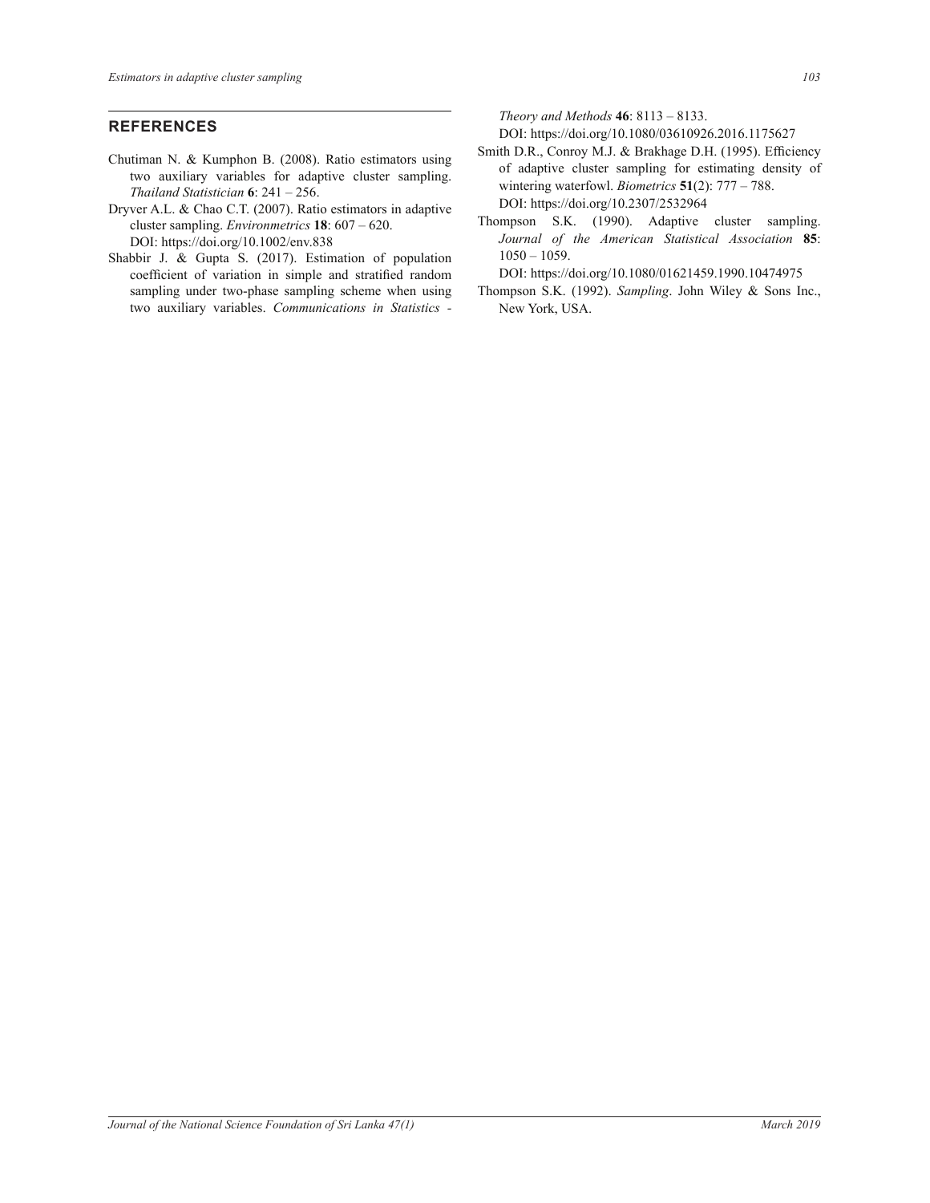## REFERENCES

Chutiman N. & Kumphon B. (2008). Ratio estimators using two auxiliary variables for adaptive cluster sampling. *Thailand Statistician* **6**: 241 – 256.

Dryver A.L. & Chao C.T. (2007). Ratio estimators in adaptive cluster sampling. *Environmetrics* **18**: 607 – 620. DOI: https://doi.org/10.1002/env.838

Shabbir J. & Gupta S. (2017). Estimation of population coefficient of variation in simple and stratified random sampling under two-phase sampling scheme when using two auxiliary variables. *Communications in Statistics - Theory and Methods* **46**: 8113 – 8133. DOI: https://doi.org/10.1080/03610926.2016.1175627

Smith D.R., Conroy M.J. & Brakhage D.H. (1995). Efficiency of adaptive cluster sampling for estimating density of wintering waterfowl. *Biometrics* **51**(2): 777 – 788. DOI: https://doi.org/10.2307/2532964

Thompson S.K. (1990). Adaptive cluster sampling. *Journal of the American Statistical Association* **85**: 1050 – 1059. DOI: https://doi.org/10.1080/01621459.1990.10474975

Thompson S.K. (1992). *Sampling*. John Wiley & Sons Inc., New York, USA.